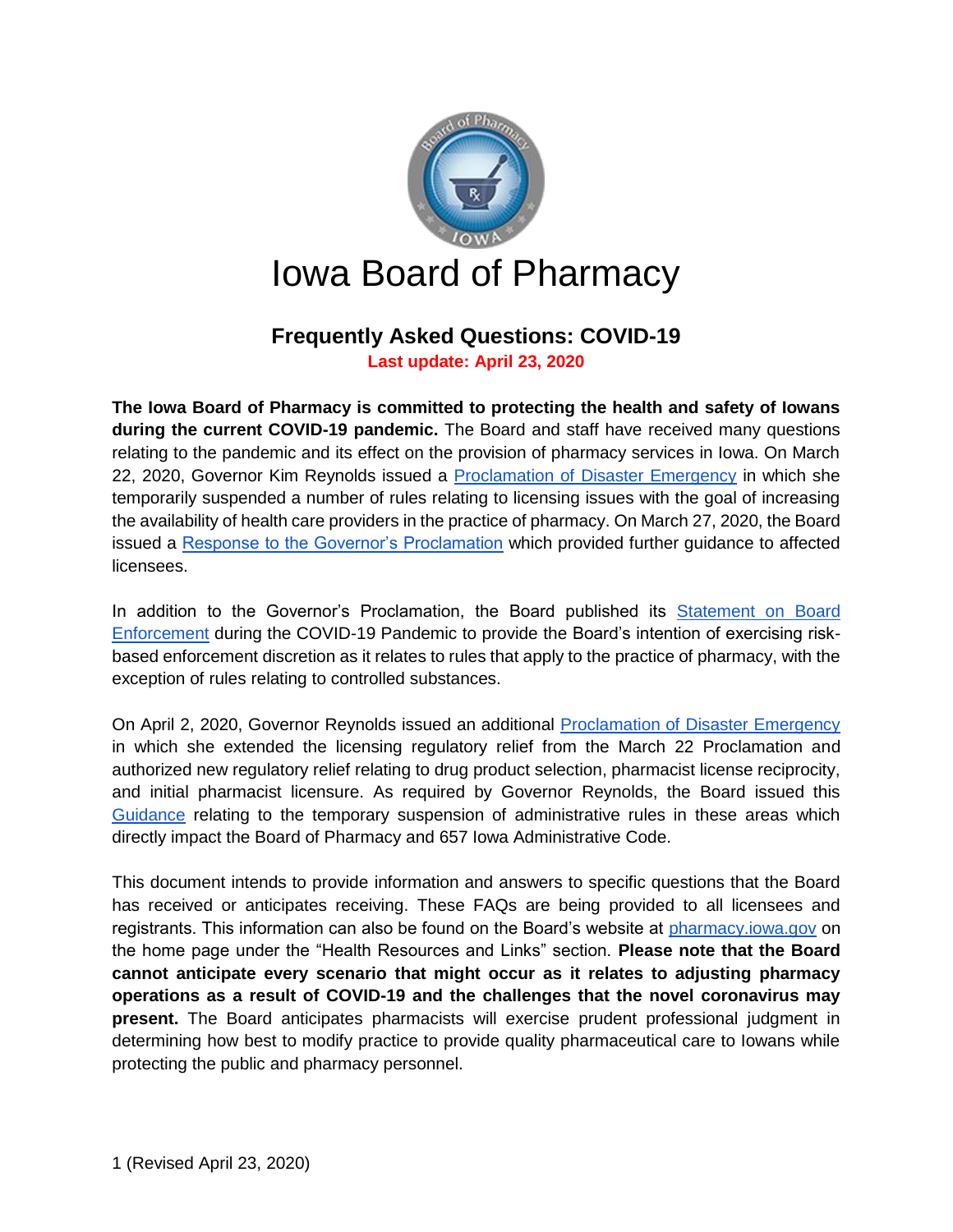# Iowa Board of Pharmacy

## Frequently Asked Questions: COVID-19

**Last update: April 23, 2020**

**The Iowa Board of Pharmacy is committed to protecting the health and safety of Iowans during the current COVID-19 pandemic.** The Board and staff have received many questions relating to the pandemic and its effect on the provision of pharmacy services in Iowa. On March 22, 2020, Governor Kim Reynolds issued a Proclamation of Disaster Emergency in which she temporarily suspended a number of rules relating to licensing issues with the goal of increasing the availability of health care providers in the practice of pharmacy. On March 27, 2020, the Board issued a Response to the Governor's Proclamation which provided further guidance to affected licensees.

In addition to the Governor's Proclamation, the Board published its Statement on Board Enforcement during the COVID-19 Pandemic to provide the Board's intention of exercising risk-based enforcement discretion as it relates to rules that apply to the practice of pharmacy, with the exception of rules relating to controlled substances.

On April 2, 2020, Governor Reynolds issued an additional Proclamation of Disaster Emergency in which she extended the licensing regulatory relief from the March 22 Proclamation and authorized new regulatory relief relating to drug product selection, pharmacist license reciprocity, and initial pharmacist licensure. As required by Governor Reynolds, the Board issued this Guidance relating to the temporary suspension of administrative rules in these areas which directly impact the Board of Pharmacy and 657 Iowa Administrative Code.

This document intends to provide information and answers to specific questions that the Board has received or anticipates receiving. These FAQs are being provided to all licensees and registrants. This information can also be found on the Board's website at pharmacy.iowa.gov on the home page under the "Health Resources and Links" section. **Please note that the Board cannot anticipate every scenario that might occur as it relates to adjusting pharmacy operations as a result of COVID-19 and the challenges that the novel coronavirus may present.** The Board anticipates pharmacists will exercise prudent professional judgment in determining how best to modify practice to provide quality pharmaceutical care to Iowans while protecting the public and pharmacy personnel.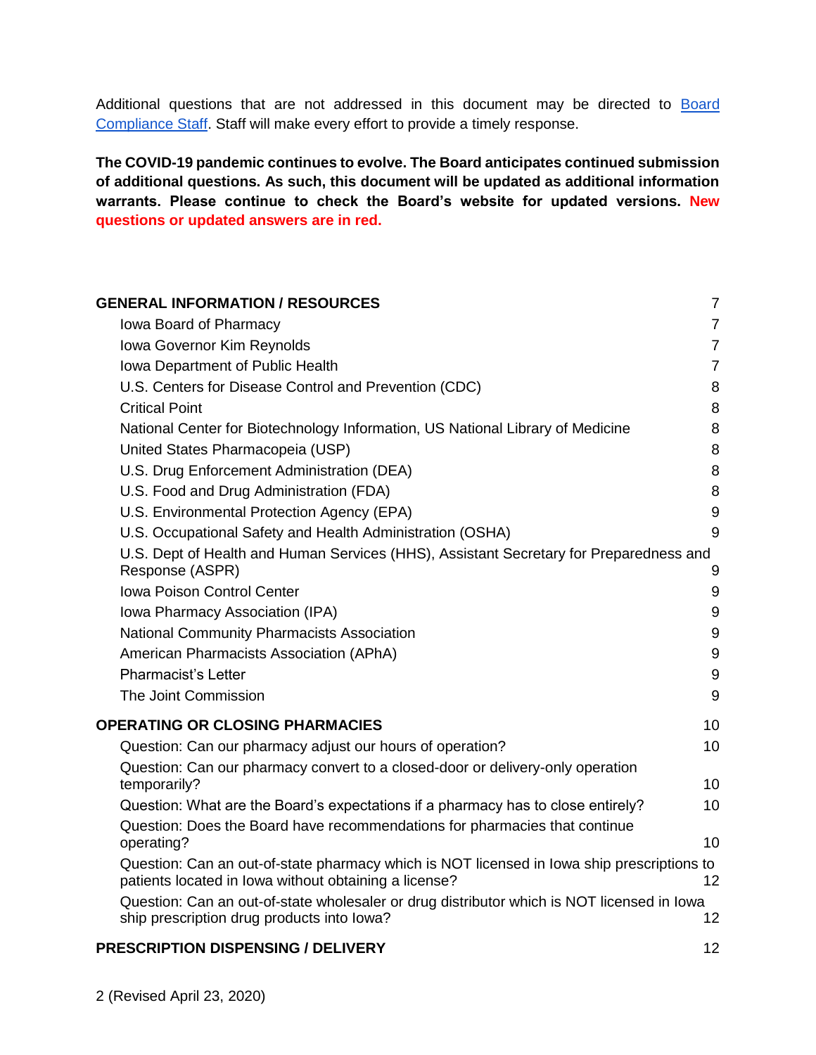Additional questions that are not addressed in this document may be directed to [Board Compliance Staff](). Staff will make every effort to provide a timely response.

**The COVID-19 pandemic continues to evolve. The Board anticipates continued submission of additional questions. As such, this document will be updated as additional information warrants. Please continue to check the Board's website for updated versions. New questions or updated answers are in red.**

**GENERAL INFORMATION / RESOURCES** 7

- Iowa Board of Pharmacy 7
- Iowa Governor Kim Reynolds 7
- Iowa Department of Public Health 7
- U.S. Centers for Disease Control and Prevention (CDC) 8
- Critical Point 8
- National Center for Biotechnology Information, US National Library of Medicine 8
- United States Pharmacopeia (USP) 8
- U.S. Drug Enforcement Administration (DEA) 8
- U.S. Food and Drug Administration (FDA) 8
- U.S. Environmental Protection Agency (EPA) 9
- U.S. Occupational Safety and Health Administration (OSHA) 9
- U.S. Dept of Health and Human Services (HHS), Assistant Secretary for Preparedness and Response (ASPR) 9
- Iowa Poison Control Center 9
- Iowa Pharmacy Association (IPA) 9
- National Community Pharmacists Association 9
- American Pharmacists Association (APhA) 9
- Pharmacist's Letter 9
- The Joint Commission 9

**OPERATING OR CLOSING PHARMACIES** 10

- Question: Can our pharmacy adjust our hours of operation? 10
- Question: Can our pharmacy convert to a closed-door or delivery-only operation temporarily? 10
- Question: What are the Board's expectations if a pharmacy has to close entirely? 10
- Question: Does the Board have recommendations for pharmacies that continue operating? 10
- Question: Can an out-of-state pharmacy which is NOT licensed in Iowa ship prescriptions to patients located in Iowa without obtaining a license? 12
- Question: Can an out-of-state wholesaler or drug distributor which is NOT licensed in Iowa ship prescription drug products into Iowa? 12

**PRESCRIPTION DISPENSING / DELIVERY** 12

2 (Revised April 23, 2020)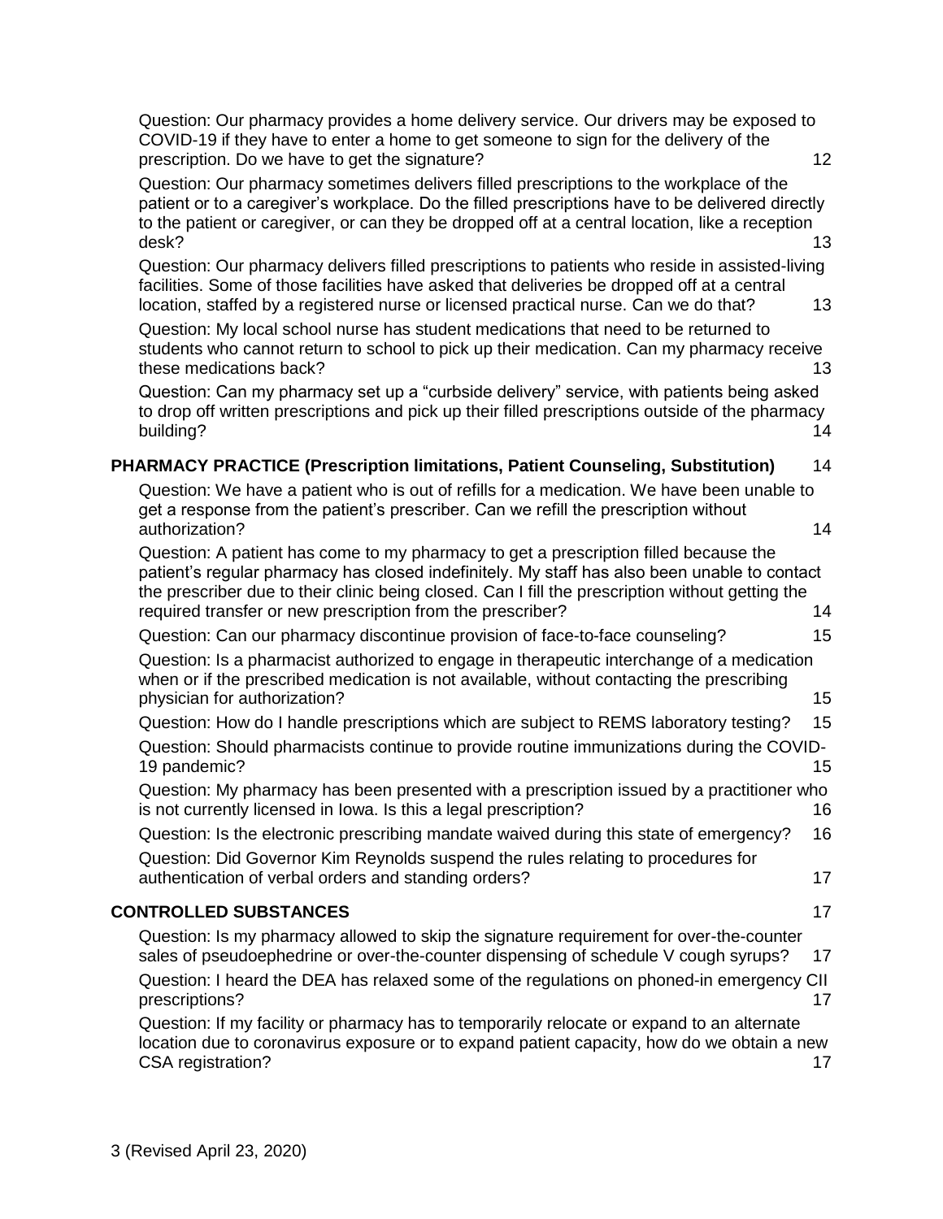Question: Our pharmacy provides a home delivery service. Our drivers may be exposed to COVID-19 if they have to enter a home to get someone to sign for the delivery of the prescription. Do we have to get the signature? 12

Question: Our pharmacy sometimes delivers filled prescriptions to the workplace of the patient or to a caregiver's workplace. Do the filled prescriptions have to be delivered directly to the patient or caregiver, or can they be dropped off at a central location, like a reception desk? 13

Question: Our pharmacy delivers filled prescriptions to patients who reside in assisted-living facilities. Some of those facilities have asked that deliveries be dropped off at a central location, staffed by a registered nurse or licensed practical nurse. Can we do that? 13

Question: My local school nurse has student medications that need to be returned to students who cannot return to school to pick up their medication. Can my pharmacy receive these medications back? 13

Question: Can my pharmacy set up a "curbside delivery" service, with patients being asked to drop off written prescriptions and pick up their filled prescriptions outside of the pharmacy building? 14

**PHARMACY PRACTICE (Prescription limitations, Patient Counseling, Substitution)** 14

Question: We have a patient who is out of refills for a medication. We have been unable to get a response from the patient's prescriber. Can we refill the prescription without authorization? 14

Question: A patient has come to my pharmacy to get a prescription filled because the patient's regular pharmacy has closed indefinitely. My staff has also been unable to contact the prescriber due to their clinic being closed. Can I fill the prescription without getting the required transfer or new prescription from the prescriber? 14

Question: Can our pharmacy discontinue provision of face-to-face counseling? 15

Question: Is a pharmacist authorized to engage in therapeutic interchange of a medication when or if the prescribed medication is not available, without contacting the prescribing physician for authorization? 15

Question: How do I handle prescriptions which are subject to REMS laboratory testing? 15

Question: Should pharmacists continue to provide routine immunizations during the COVID-19 pandemic? 15

Question: My pharmacy has been presented with a prescription issued by a practitioner who is not currently licensed in Iowa. Is this a legal prescription? 16

Question: Is the electronic prescribing mandate waived during this state of emergency? 16

Question: Did Governor Kim Reynolds suspend the rules relating to procedures for authentication of verbal orders and standing orders? 17

**CONTROLLED SUBSTANCES** 17

Question: Is my pharmacy allowed to skip the signature requirement for over-the-counter sales of pseudoephedrine or over-the-counter dispensing of schedule V cough syrups? 17

Question: I heard the DEA has relaxed some of the regulations on phoned-in emergency CII prescriptions? 17

Question: If my facility or pharmacy has to temporarily relocate or expand to an alternate location due to coronavirus exposure or to expand patient capacity, how do we obtain a new CSA registration? 17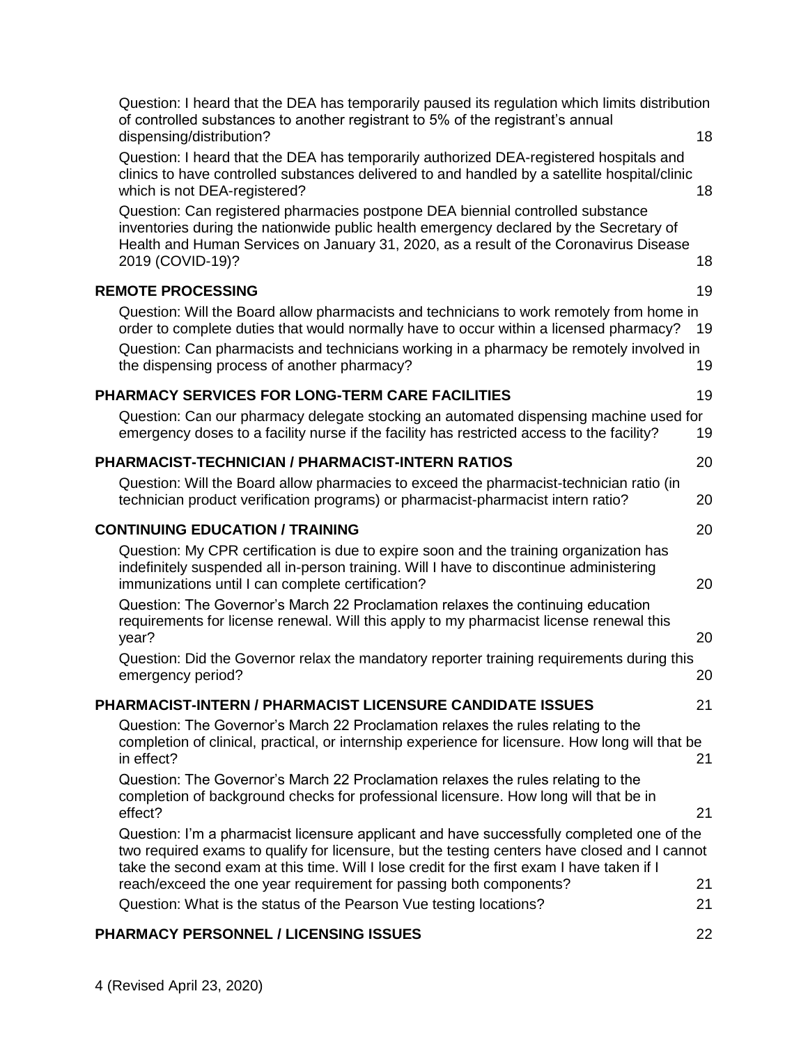Question: I heard that the DEA has temporarily paused its regulation which limits distribution of controlled substances to another registrant to 5% of the registrant's annual dispensing/distribution? 18

Question: I heard that the DEA has temporarily authorized DEA-registered hospitals and clinics to have controlled substances delivered to and handled by a satellite hospital/clinic which is not DEA-registered? 18

Question: Can registered pharmacies postpone DEA biennial controlled substance inventories during the nationwide public health emergency declared by the Secretary of Health and Human Services on January 31, 2020, as a result of the Coronavirus Disease 2019 (COVID-19)? 18

**REMOTE PROCESSING** 19

Question: Will the Board allow pharmacists and technicians to work remotely from home in order to complete duties that would normally have to occur within a licensed pharmacy? 19

Question: Can pharmacists and technicians working in a pharmacy be remotely involved in the dispensing process of another pharmacy? 19

**PHARMACY SERVICES FOR LONG-TERM CARE FACILITIES** 19

Question: Can our pharmacy delegate stocking an automated dispensing machine used for emergency doses to a facility nurse if the facility has restricted access to the facility? 19

**PHARMACIST-TECHNICIAN / PHARMACIST-INTERN RATIOS** 20

Question: Will the Board allow pharmacies to exceed the pharmacist-technician ratio (in technician product verification programs) or pharmacist-pharmacist intern ratio? 20

**CONTINUING EDUCATION / TRAINING** 20

Question: My CPR certification is due to expire soon and the training organization has indefinitely suspended all in-person training. Will I have to discontinue administering immunizations until I can complete certification? 20

Question: The Governor's March 22 Proclamation relaxes the continuing education requirements for license renewal. Will this apply to my pharmacist license renewal this year? 20

Question: Did the Governor relax the mandatory reporter training requirements during this emergency period? 20

**PHARMACIST-INTERN / PHARMACIST LICENSURE CANDIDATE ISSUES** 21

Question: The Governor's March 22 Proclamation relaxes the rules relating to the completion of clinical, practical, or internship experience for licensure. How long will that be in effect? 21

Question: The Governor's March 22 Proclamation relaxes the rules relating to the completion of background checks for professional licensure. How long will that be in effect? 21

Question: I'm a pharmacist licensure applicant and have successfully completed one of the two required exams to qualify for licensure, but the testing centers have closed and I cannot take the second exam at this time. Will I lose credit for the first exam I have taken if I reach/exceed the one year requirement for passing both components? 21

Question: What is the status of the Pearson Vue testing locations? 21

**PHARMACY PERSONNEL / LICENSING ISSUES** 22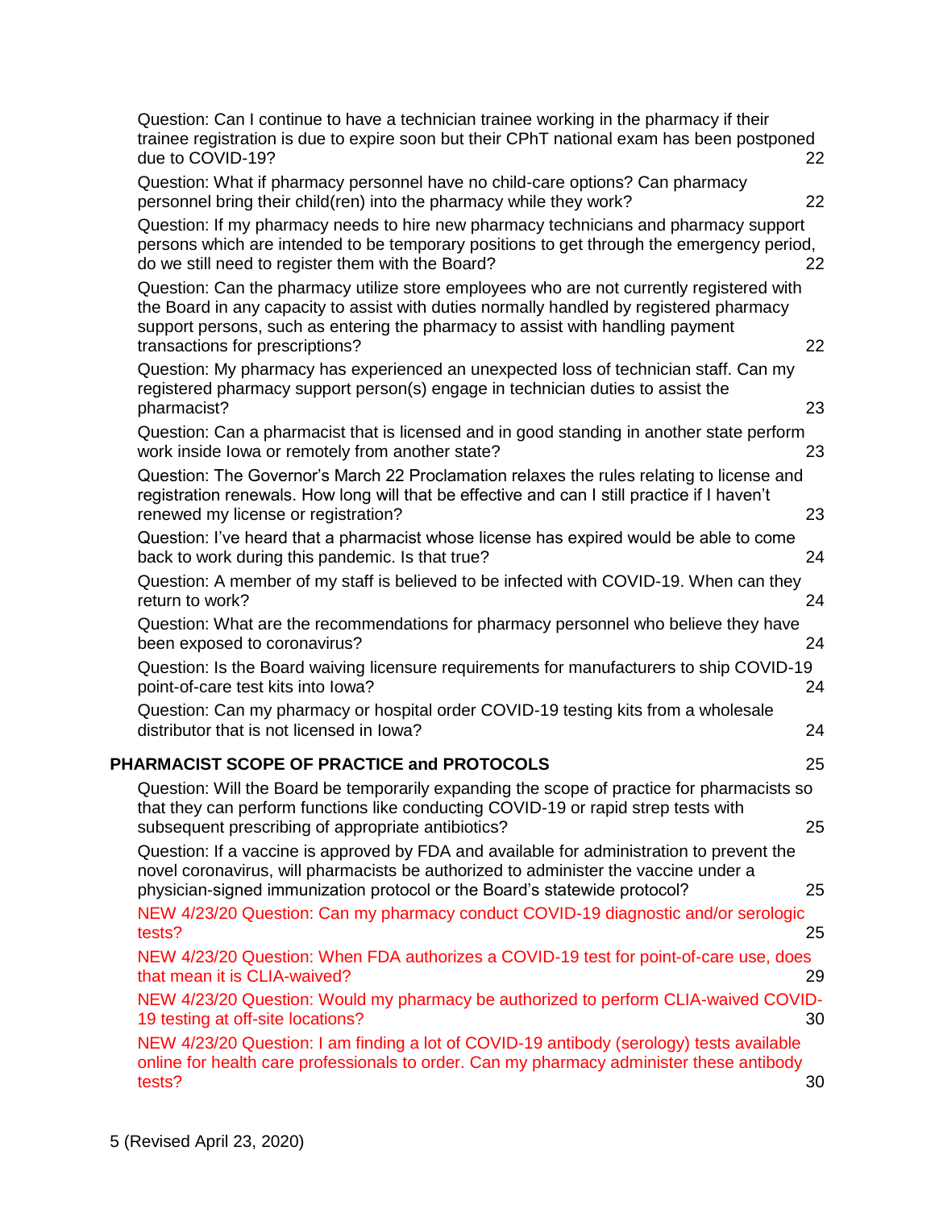Question: Can I continue to have a technician trainee working in the pharmacy if their trainee registration is due to expire soon but their CPhT national exam has been postponed due to COVID-19? 22

Question: What if pharmacy personnel have no child-care options? Can pharmacy personnel bring their child(ren) into the pharmacy while they work? 22

Question: If my pharmacy needs to hire new pharmacy technicians and pharmacy support persons which are intended to be temporary positions to get through the emergency period, do we still need to register them with the Board? 22

Question: Can the pharmacy utilize store employees who are not currently registered with the Board in any capacity to assist with duties normally handled by registered pharmacy support persons, such as entering the pharmacy to assist with handling payment transactions for prescriptions? 22

Question: My pharmacy has experienced an unexpected loss of technician staff. Can my registered pharmacy support person(s) engage in technician duties to assist the pharmacist? 23

Question: Can a pharmacist that is licensed and in good standing in another state perform work inside Iowa or remotely from another state? 23

Question: The Governor's March 22 Proclamation relaxes the rules relating to license and registration renewals. How long will that be effective and can I still practice if I haven't renewed my license or registration? 23

Question: I've heard that a pharmacist whose license has expired would be able to come back to work during this pandemic. Is that true? 24

Question: A member of my staff is believed to be infected with COVID-19. When can they return to work? 24

Question: What are the recommendations for pharmacy personnel who believe they have been exposed to coronavirus? 24

Question: Is the Board waiving licensure requirements for manufacturers to ship COVID-19 point-of-care test kits into Iowa? 24

Question: Can my pharmacy or hospital order COVID-19 testing kits from a wholesale distributor that is not licensed in Iowa? 24

**PHARMACIST SCOPE OF PRACTICE and PROTOCOLS** 25

Question: Will the Board be temporarily expanding the scope of practice for pharmacists so that they can perform functions like conducting COVID-19 or rapid strep tests with subsequent prescribing of appropriate antibiotics? 25

Question: If a vaccine is approved by FDA and available for administration to prevent the novel coronavirus, will pharmacists be authorized to administer the vaccine under a physician-signed immunization protocol or the Board's statewide protocol? 25

NEW 4/23/20 Question: Can my pharmacy conduct COVID-19 diagnostic and/or serologic tests? 25

NEW 4/23/20 Question: When FDA authorizes a COVID-19 test for point-of-care use, does that mean it is CLIA-waived? 29

NEW 4/23/20 Question: Would my pharmacy be authorized to perform CLIA-waived COVID-19 testing at off-site locations? 30

NEW 4/23/20 Question: I am finding a lot of COVID-19 antibody (serology) tests available online for health care professionals to order. Can my pharmacy administer these antibody tests? 30

5 (Revised April 23, 2020)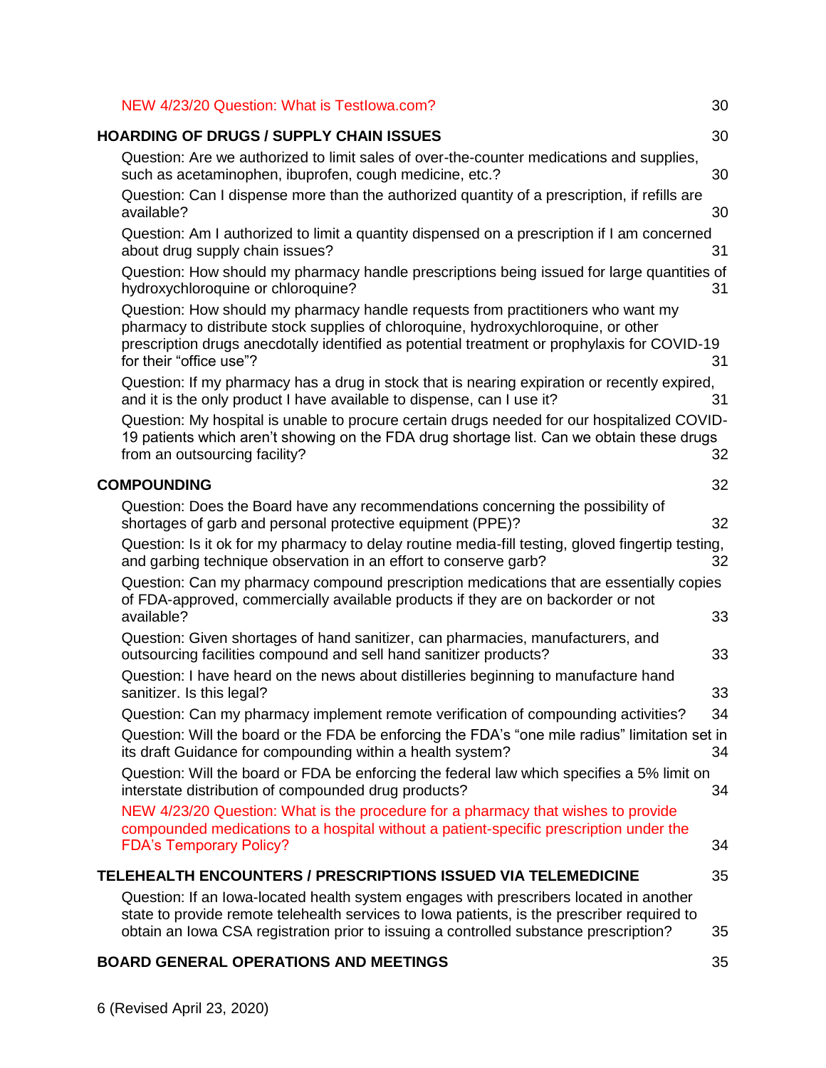NEW 4/23/20 Question: What is TestIowa.com? 30

**HOARDING OF DRUGS / SUPPLY CHAIN ISSUES** 30

Question: Are we authorized to limit sales of over-the-counter medications and supplies, such as acetaminophen, ibuprofen, cough medicine, etc.? 30

Question: Can I dispense more than the authorized quantity of a prescription, if refills are available? 30

Question: Am I authorized to limit a quantity dispensed on a prescription if I am concerned about drug supply chain issues? 31

Question: How should my pharmacy handle prescriptions being issued for large quantities of hydroxychloroquine or chloroquine? 31

Question: How should my pharmacy handle requests from practitioners who want my pharmacy to distribute stock supplies of chloroquine, hydroxychloroquine, or other prescription drugs anecdotally identified as potential treatment or prophylaxis for COVID-19 for their "office use"? 31

Question: If my pharmacy has a drug in stock that is nearing expiration or recently expired, and it is the only product I have available to dispense, can I use it? 31

Question: My hospital is unable to procure certain drugs needed for our hospitalized COVID-19 patients which aren't showing on the FDA drug shortage list. Can we obtain these drugs from an outsourcing facility? 32

**COMPOUNDING** 32

Question: Does the Board have any recommendations concerning the possibility of shortages of garb and personal protective equipment (PPE)? 32

Question: Is it ok for my pharmacy to delay routine media-fill testing, gloved fingertip testing, and garbing technique observation in an effort to conserve garb? 32

Question: Can my pharmacy compound prescription medications that are essentially copies of FDA-approved, commercially available products if they are on backorder or not available? 33

Question: Given shortages of hand sanitizer, can pharmacies, manufacturers, and outsourcing facilities compound and sell hand sanitizer products? 33

Question: I have heard on the news about distilleries beginning to manufacture hand sanitizer. Is this legal? 33

Question: Can my pharmacy implement remote verification of compounding activities? 34

Question: Will the board or the FDA be enforcing the FDA's "one mile radius" limitation set in its draft Guidance for compounding within a health system? 34

Question: Will the board or FDA be enforcing the federal law which specifies a 5% limit on interstate distribution of compounded drug products? 34

NEW 4/23/20 Question: What is the procedure for a pharmacy that wishes to provide compounded medications to a hospital without a patient-specific prescription under the FDA's Temporary Policy? 34

**TELEHEALTH ENCOUNTERS / PRESCRIPTIONS ISSUED VIA TELEMEDICINE** 35

Question: If an Iowa-located health system engages with prescribers located in another state to provide remote telehealth services to Iowa patients, is the prescriber required to obtain an Iowa CSA registration prior to issuing a controlled substance prescription? 35

**BOARD GENERAL OPERATIONS AND MEETINGS** 35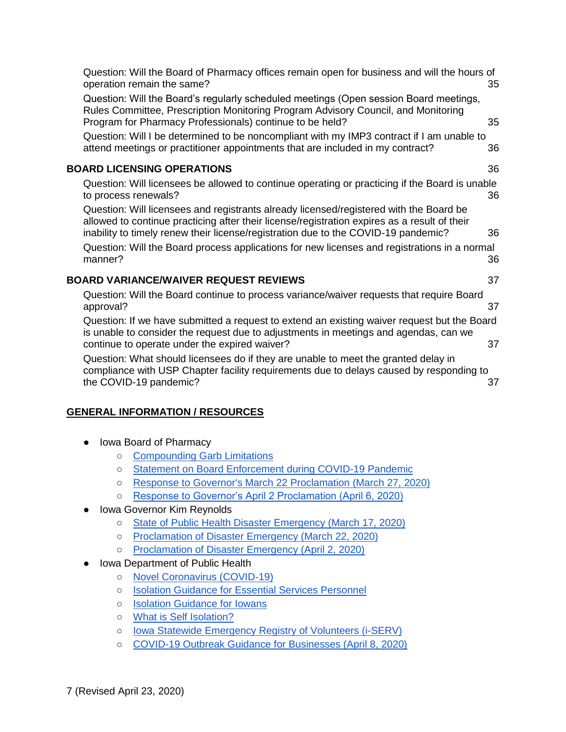Question: Will the Board of Pharmacy offices remain open for business and will the hours of operation remain the same? 35

Question: Will the Board's regularly scheduled meetings (Open session Board meetings, Rules Committee, Prescription Monitoring Program Advisory Council, and Monitoring Program for Pharmacy Professionals) continue to be held? 35

Question: Will I be determined to be noncompliant with my IMP3 contract if I am unable to attend meetings or practitioner appointments that are included in my contract? 36

**BOARD LICENSING OPERATIONS** 36

Question: Will licensees be allowed to continue operating or practicing if the Board is unable to process renewals? 36

Question: Will licensees and registrants already licensed/registered with the Board be allowed to continue practicing after their license/registration expires as a result of their inability to timely renew their license/registration due to the COVID-19 pandemic? 36

Question: Will the Board process applications for new licenses and registrations in a normal manner? 36

**BOARD VARIANCE/WAIVER REQUEST REVIEWS** 37

Question: Will the Board continue to process variance/waiver requests that require Board approval? 37

Question: If we have submitted a request to extend an existing waiver request but the Board is unable to consider the request due to adjustments in meetings and agendas, can we continue to operate under the expired waiver? 37

Question: What should licensees do if they are unable to meet the granted delay in compliance with USP Chapter facility requirements due to delays caused by responding to the COVID-19 pandemic? 37

## GENERAL INFORMATION / RESOURCES

- Iowa Board of Pharmacy
  - Compounding Garb Limitations
  - Statement on Board Enforcement during COVID-19 Pandemic
  - Response to Governor's March 22 Proclamation (March 27, 2020)
  - Response to Governor's April 2 Proclamation (April 6, 2020)
- Iowa Governor Kim Reynolds
  - State of Public Health Disaster Emergency (March 17, 2020)
  - Proclamation of Disaster Emergency (March 22, 2020)
  - Proclamation of Disaster Emergency (April 2, 2020)
- Iowa Department of Public Health
  - Novel Coronavirus (COVID-19)
  - Isolation Guidance for Essential Services Personnel
  - Isolation Guidance for Iowans
  - What is Self Isolation?
  - Iowa Statewide Emergency Registry of Volunteers (i-SERV)
  - COVID-19 Outbreak Guidance for Businesses (April 8, 2020)

7 (Revised April 23, 2020)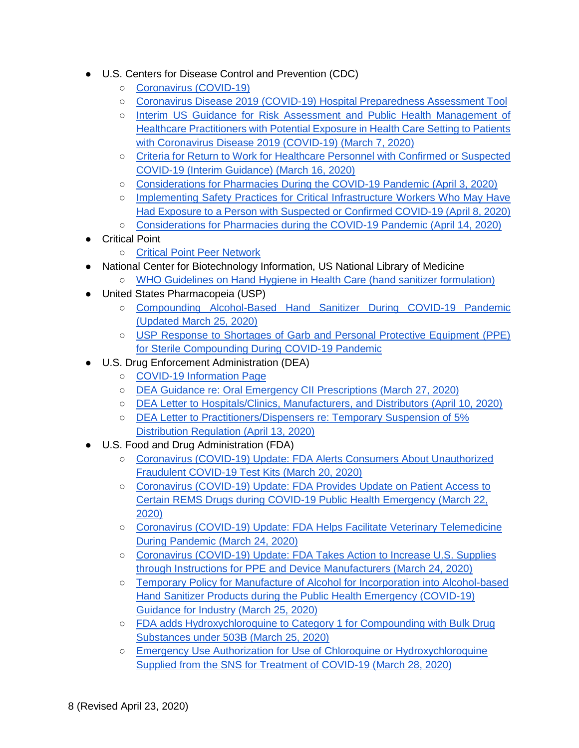- U.S. Centers for Disease Control and Prevention (CDC)
  - Coronavirus (COVID-19)
  - Coronavirus Disease 2019 (COVID-19) Hospital Preparedness Assessment Tool
  - Interim US Guidance for Risk Assessment and Public Health Management of Healthcare Practitioners with Potential Exposure in Health Care Setting to Patients with Coronavirus Disease 2019 (COVID-19) (March 7, 2020)
  - Criteria for Return to Work for Healthcare Personnel with Confirmed or Suspected COVID-19 (Interim Guidance) (March 16, 2020)
  - Considerations for Pharmacies During the COVID-19 Pandemic (April 3, 2020)
  - Implementing Safety Practices for Critical Infrastructure Workers Who May Have Had Exposure to a Person with Suspected or Confirmed COVID-19 (April 8, 2020)
  - Considerations for Pharmacies during the COVID-19 Pandemic (April 14, 2020)
- Critical Point
  - Critical Point Peer Network
- National Center for Biotechnology Information, US National Library of Medicine
  - WHO Guidelines on Hand Hygiene in Health Care (hand sanitizer formulation)
- United States Pharmacopeia (USP)
  - Compounding Alcohol-Based Hand Sanitizer During COVID-19 Pandemic (Updated March 25, 2020)
  - USP Response to Shortages of Garb and Personal Protective Equipment (PPE) for Sterile Compounding During COVID-19 Pandemic
- U.S. Drug Enforcement Administration (DEA)
  - COVID-19 Information Page
  - DEA Guidance re: Oral Emergency CII Prescriptions (March 27, 2020)
  - DEA Letter to Hospitals/Clinics, Manufacturers, and Distributors (April 10, 2020)
  - DEA Letter to Practitioners/Dispensers re: Temporary Suspension of 5% Distribution Regulation (April 13, 2020)
- U.S. Food and Drug Administration (FDA)
  - Coronavirus (COVID-19) Update: FDA Alerts Consumers About Unauthorized Fraudulent COVID-19 Test Kits (March 20, 2020)
  - Coronavirus (COVID-19) Update: FDA Provides Update on Patient Access to Certain REMS Drugs during COVID-19 Public Health Emergency (March 22, 2020)
  - Coronavirus (COVID-19) Update: FDA Helps Facilitate Veterinary Telemedicine During Pandemic (March 24, 2020)
  - Coronavirus (COVID-19) Update: FDA Takes Action to Increase U.S. Supplies through Instructions for PPE and Device Manufacturers (March 24, 2020)
  - Temporary Policy for Manufacture of Alcohol for Incorporation into Alcohol-based Hand Sanitizer Products during the Public Health Emergency (COVID-19) Guidance for Industry (March 25, 2020)
  - FDA adds Hydroxychloroquine to Category 1 for Compounding with Bulk Drug Substances under 503B (March 25, 2020)
  - Emergency Use Authorization for Use of Chloroquine or Hydroxychloroquine Supplied from the SNS for Treatment of COVID-19 (March 28, 2020)

(Revised April 23, 2020)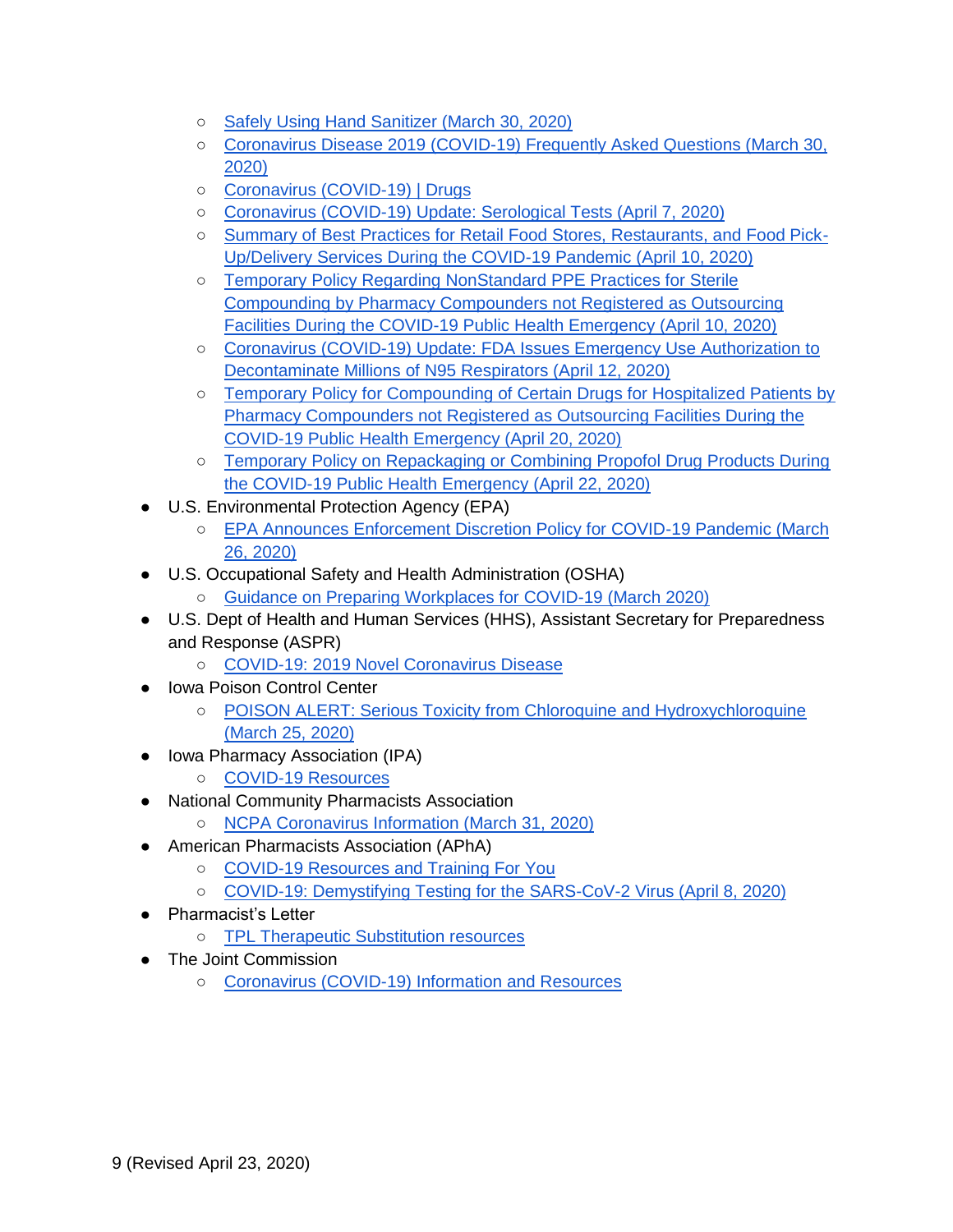- Safely Using Hand Sanitizer (March 30, 2020)
    - Coronavirus Disease 2019 (COVID-19) Frequently Asked Questions (March 30, 2020)
    - Coronavirus (COVID-19) | Drugs
    - Coronavirus (COVID-19) Update: Serological Tests (April 7, 2020)
    - Summary of Best Practices for Retail Food Stores, Restaurants, and Food Pick-Up/Delivery Services During the COVID-19 Pandemic (April 10, 2020)
    - Temporary Policy Regarding NonStandard PPE Practices for Sterile Compounding by Pharmacy Compounders not Registered as Outsourcing Facilities During the COVID-19 Public Health Emergency (April 10, 2020)
    - Coronavirus (COVID-19) Update: FDA Issues Emergency Use Authorization to Decontaminate Millions of N95 Respirators (April 12, 2020)
    - Temporary Policy for Compounding of Certain Drugs for Hospitalized Patients by Pharmacy Compounders not Registered as Outsourcing Facilities During the COVID-19 Public Health Emergency (April 20, 2020)
    - Temporary Policy on Repackaging or Combining Propofol Drug Products During the COVID-19 Public Health Emergency (April 22, 2020)
- U.S. Environmental Protection Agency (EPA)
    - EPA Announces Enforcement Discretion Policy for COVID-19 Pandemic (March 26, 2020)
- U.S. Occupational Safety and Health Administration (OSHA)
    - Guidance on Preparing Workplaces for COVID-19 (March 2020)
- U.S. Dept of Health and Human Services (HHS), Assistant Secretary for Preparedness and Response (ASPR)
    - COVID-19: 2019 Novel Coronavirus Disease
- Iowa Poison Control Center
    - POISON ALERT: Serious Toxicity from Chloroquine and Hydroxychloroquine (March 25, 2020)
- Iowa Pharmacy Association (IPA)
    - COVID-19 Resources
- National Community Pharmacists Association
    - NCPA Coronavirus Information (March 31, 2020)
- American Pharmacists Association (APhA)
    - COVID-19 Resources and Training For You
    - COVID-19: Demystifying Testing for the SARS-CoV-2 Virus (April 8, 2020)
- Pharmacist's Letter
    - TPL Therapeutic Substitution resources
- The Joint Commission
    - Coronavirus (COVID-19) Information and Resources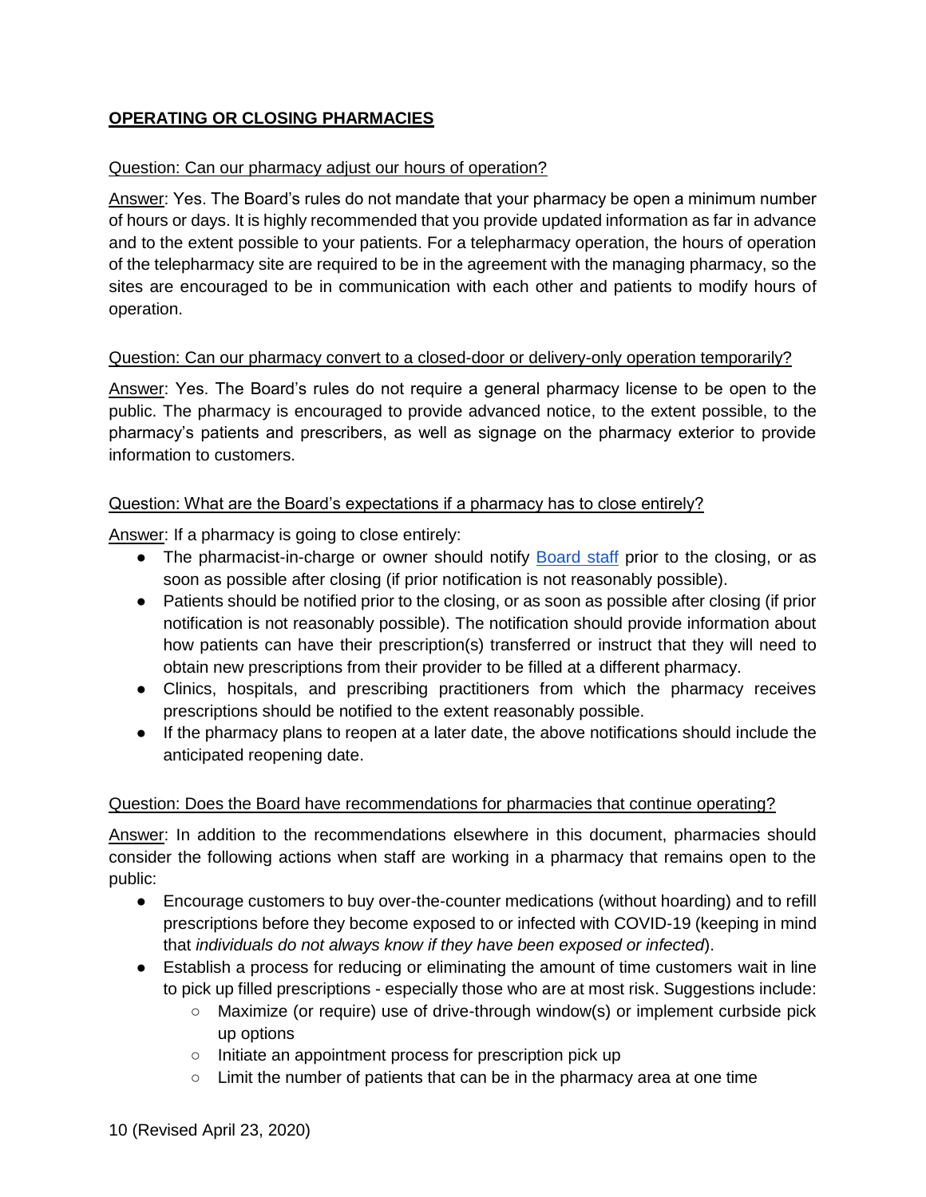## **OPERATING OR CLOSING PHARMACIES**

Question: Can our pharmacy adjust our hours of operation?

Answer: Yes. The Board's rules do not mandate that your pharmacy be open a minimum number of hours or days. It is highly recommended that you provide updated information as far in advance and to the extent possible to your patients. For a telepharmacy operation, the hours of operation of the telepharmacy site are required to be in the agreement with the managing pharmacy, so the sites are encouraged to be in communication with each other and patients to modify hours of operation.

Question: Can our pharmacy convert to a closed-door or delivery-only operation temporarily?

Answer: Yes. The Board's rules do not require a general pharmacy license to be open to the public. The pharmacy is encouraged to provide advanced notice, to the extent possible, to the pharmacy's patients and prescribers, as well as signage on the pharmacy exterior to provide information to customers.

Question: What are the Board's expectations if a pharmacy has to close entirely?

Answer: If a pharmacy is going to close entirely:

- The pharmacist-in-charge or owner should notify Board staff prior to the closing, or as soon as possible after closing (if prior notification is not reasonably possible).
- Patients should be notified prior to the closing, or as soon as possible after closing (if prior notification is not reasonably possible). The notification should provide information about how patients can have their prescription(s) transferred or instruct that they will need to obtain new prescriptions from their provider to be filled at a different pharmacy.
- Clinics, hospitals, and prescribing practitioners from which the pharmacy receives prescriptions should be notified to the extent reasonably possible.
- If the pharmacy plans to reopen at a later date, the above notifications should include the anticipated reopening date.

Question: Does the Board have recommendations for pharmacies that continue operating?

Answer: In addition to the recommendations elsewhere in this document, pharmacies should consider the following actions when staff are working in a pharmacy that remains open to the public:

- Encourage customers to buy over-the-counter medications (without hoarding) and to refill prescriptions before they become exposed to or infected with COVID-19 (keeping in mind that *individuals do not always know if they have been exposed or infected*).
- Establish a process for reducing or eliminating the amount of time customers wait in line to pick up filled prescriptions - especially those who are at most risk. Suggestions include:
    - Maximize (or require) use of drive-through window(s) or implement curbside pick up options
    - Initiate an appointment process for prescription pick up
    - Limit the number of patients that can be in the pharmacy area at one time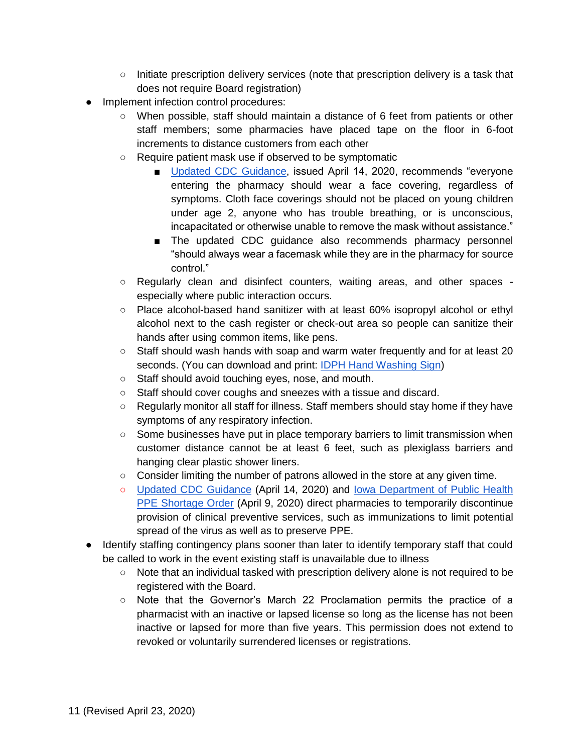- Initiate prescription delivery services (note that prescription delivery is a task that does not require Board registration)
- Implement infection control procedures:
    - When possible, staff should maintain a distance of 6 feet from patients or other staff members; some pharmacies have placed tape on the floor in 6-foot increments to distance customers from each other
    - Require patient mask use if observed to be symptomatic
        - Updated CDC Guidance, issued April 14, 2020, recommends "everyone entering the pharmacy should wear a face covering, regardless of symptoms. Cloth face coverings should not be placed on young children under age 2, anyone who has trouble breathing, or is unconscious, incapacitated or otherwise unable to remove the mask without assistance."
        - The updated CDC guidance also recommends pharmacy personnel "should always wear a facemask while they are in the pharmacy for source control."
    - Regularly clean and disinfect counters, waiting areas, and other spaces - especially where public interaction occurs.
    - Place alcohol-based hand sanitizer with at least 60% isopropyl alcohol or ethyl alcohol next to the cash register or check-out area so people can sanitize their hands after using common items, like pens.
    - Staff should wash hands with soap and warm water frequently and for at least 20 seconds. (You can download and print: IDPH Hand Washing Sign)
    - Staff should avoid touching eyes, nose, and mouth.
    - Staff should cover coughs and sneezes with a tissue and discard.
    - Regularly monitor all staff for illness. Staff members should stay home if they have symptoms of any respiratory infection.
    - Some businesses have put in place temporary barriers to limit transmission when customer distance cannot be at least 6 feet, such as plexiglass barriers and hanging clear plastic shower liners.
    - Consider limiting the number of patrons allowed in the store at any given time.
    - Updated CDC Guidance (April 14, 2020) and Iowa Department of Public Health PPE Shortage Order (April 9, 2020) direct pharmacies to temporarily discontinue provision of clinical preventive services, such as immunizations to limit potential spread of the virus as well as to preserve PPE.
- Identify staffing contingency plans sooner than later to identify temporary staff that could be called to work in the event existing staff is unavailable due to illness
    - Note that an individual tasked with prescription delivery alone is not required to be registered with the Board.
    - Note that the Governor's March 22 Proclamation permits the practice of a pharmacist with an inactive or lapsed license so long as the license has not been inactive or lapsed for more than five years. This permission does not extend to revoked or voluntarily surrendered licenses or registrations.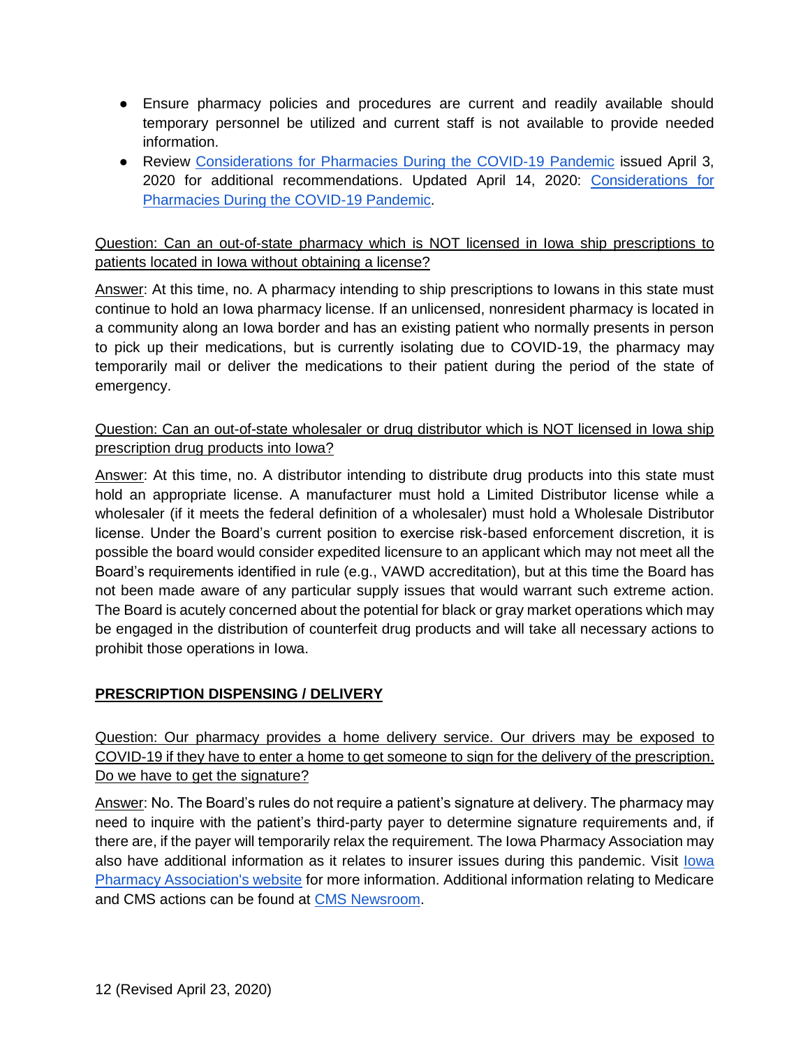- Ensure pharmacy policies and procedures are current and readily available should temporary personnel be utilized and current staff is not available to provide needed information.
- Review Considerations for Pharmacies During the COVID-19 Pandemic issued April 3, 2020 for additional recommendations. Updated April 14, 2020: Considerations for Pharmacies During the COVID-19 Pandemic.

Question: Can an out-of-state pharmacy which is NOT licensed in Iowa ship prescriptions to patients located in Iowa without obtaining a license?

Answer: At this time, no. A pharmacy intending to ship prescriptions to Iowans in this state must continue to hold an Iowa pharmacy license. If an unlicensed, nonresident pharmacy is located in a community along an Iowa border and has an existing patient who normally presents in person to pick up their medications, but is currently isolating due to COVID-19, the pharmacy may temporarily mail or deliver the medications to their patient during the period of the state of emergency.

Question: Can an out-of-state wholesaler or drug distributor which is NOT licensed in Iowa ship prescription drug products into Iowa?

Answer: At this time, no. A distributor intending to distribute drug products into this state must hold an appropriate license. A manufacturer must hold a Limited Distributor license while a wholesaler (if it meets the federal definition of a wholesaler) must hold a Wholesale Distributor license. Under the Board's current position to exercise risk-based enforcement discretion, it is possible the board would consider expedited licensure to an applicant which may not meet all the Board's requirements identified in rule (e.g., VAWD accreditation), but at this time the Board has not been made aware of any particular supply issues that would warrant such extreme action. The Board is acutely concerned about the potential for black or gray market operations which may be engaged in the distribution of counterfeit drug products and will take all necessary actions to prohibit those operations in Iowa.

## PRESCRIPTION DISPENSING / DELIVERY

Question: Our pharmacy provides a home delivery service. Our drivers may be exposed to COVID-19 if they have to enter a home to get someone to sign for the delivery of the prescription. Do we have to get the signature?

Answer: No. The Board's rules do not require a patient's signature at delivery. The pharmacy may need to inquire with the patient's third-party payer to determine signature requirements and, if there are, if the payer will temporarily relax the requirement. The Iowa Pharmacy Association may also have additional information as it relates to insurer issues during this pandemic. Visit Iowa Pharmacy Association's website for more information. Additional information relating to Medicare and CMS actions can be found at CMS Newsroom.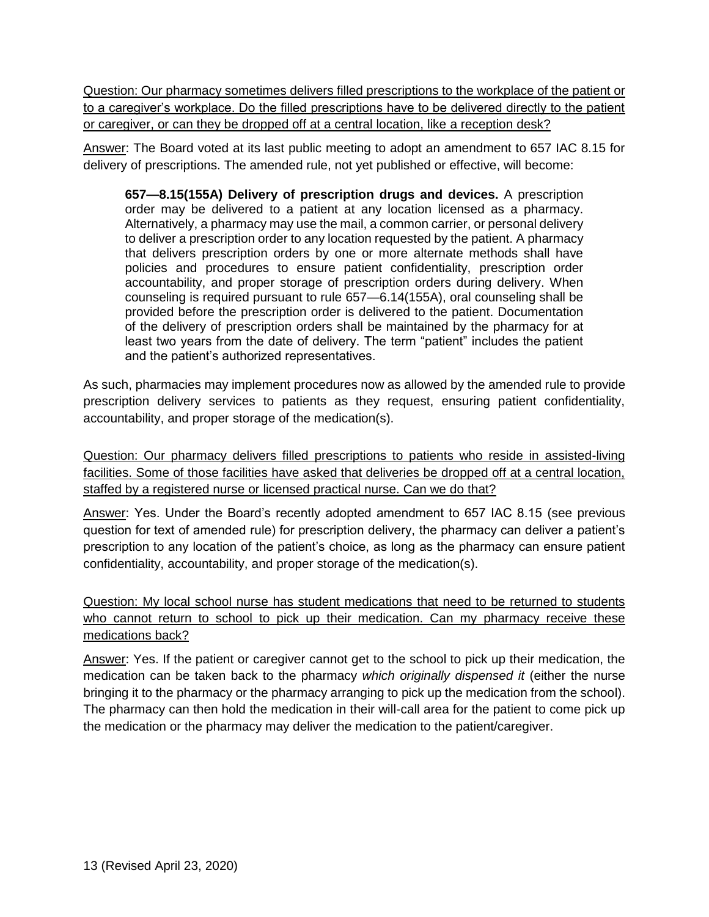Question: Our pharmacy sometimes delivers filled prescriptions to the workplace of the patient or to a caregiver's workplace. Do the filled prescriptions have to be delivered directly to the patient or caregiver, or can they be dropped off at a central location, like a reception desk?

Answer: The Board voted at its last public meeting to adopt an amendment to 657 IAC 8.15 for delivery of prescriptions. The amended rule, not yet published or effective, will become:

> **657—8.15(155A) Delivery of prescription drugs and devices.** A prescription order may be delivered to a patient at any location licensed as a pharmacy. Alternatively, a pharmacy may use the mail, a common carrier, or personal delivery to deliver a prescription order to any location requested by the patient. A pharmacy that delivers prescription orders by one or more alternate methods shall have policies and procedures to ensure patient confidentiality, prescription order accountability, and proper storage of prescription orders during delivery. When counseling is required pursuant to rule 657—6.14(155A), oral counseling shall be provided before the prescription order is delivered to the patient. Documentation of the delivery of prescription orders shall be maintained by the pharmacy for at least two years from the date of delivery. The term "patient" includes the patient and the patient's authorized representatives.

As such, pharmacies may implement procedures now as allowed by the amended rule to provide prescription delivery services to patients as they request, ensuring patient confidentiality, accountability, and proper storage of the medication(s).

Question: Our pharmacy delivers filled prescriptions to patients who reside in assisted-living facilities. Some of those facilities have asked that deliveries be dropped off at a central location, staffed by a registered nurse or licensed practical nurse. Can we do that?

Answer: Yes. Under the Board's recently adopted amendment to 657 IAC 8.15 (see previous question for text of amended rule) for prescription delivery, the pharmacy can deliver a patient's prescription to any location of the patient's choice, as long as the pharmacy can ensure patient confidentiality, accountability, and proper storage of the medication(s).

Question: My local school nurse has student medications that need to be returned to students who cannot return to school to pick up their medication. Can my pharmacy receive these medications back?

Answer: Yes. If the patient or caregiver cannot get to the school to pick up their medication, the medication can be taken back to the pharmacy *which originally dispensed it* (either the nurse bringing it to the pharmacy or the pharmacy arranging to pick up the medication from the school). The pharmacy can then hold the medication in their will-call area for the patient to come pick up the medication or the pharmacy may deliver the medication to the patient/caregiver.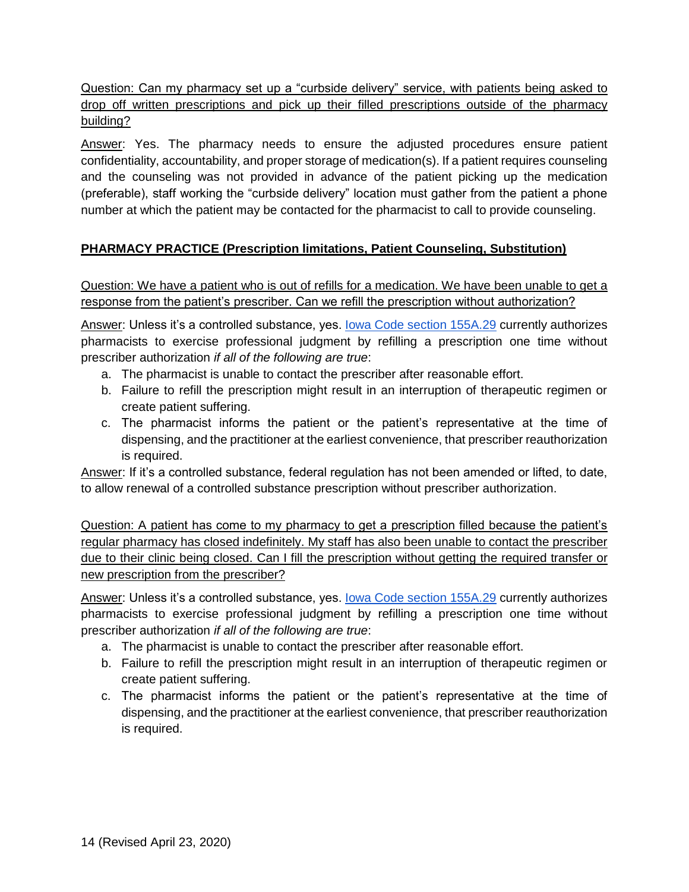<u>Question: Can my pharmacy set up a "curbside delivery" service, with patients being asked to drop off written prescriptions and pick up their filled prescriptions outside of the pharmacy building?</u>

<u>Answer</u>: Yes. The pharmacy needs to ensure the adjusted procedures ensure patient confidentiality, accountability, and proper storage of medication(s). If a patient requires counseling and the counseling was not provided in advance of the patient picking up the medication (preferable), staff working the "curbside delivery" location must gather from the patient a phone number at which the patient may be contacted for the pharmacist to call to provide counseling.

## PHARMACY PRACTICE (Prescription limitations, Patient Counseling, Substitution)

<u>Question: We have a patient who is out of refills for a medication. We have been unable to get a response from the patient's prescriber. Can we refill the prescription without authorization?</u>

<u>Answer</u>: Unless it's a controlled substance, yes. [Iowa Code section 155A.29]() currently authorizes pharmacists to exercise professional judgment by refilling a prescription one time without prescriber authorization *if all of the following are true*:

a. The pharmacist is unable to contact the prescriber after reasonable effort.
b. Failure to refill the prescription might result in an interruption of therapeutic regimen or create patient suffering.
c. The pharmacist informs the patient or the patient's representative at the time of dispensing, and the practitioner at the earliest convenience, that prescriber reauthorization is required.

<u>Answer</u>: If it's a controlled substance, federal regulation has not been amended or lifted, to date, to allow renewal of a controlled substance prescription without prescriber authorization.

<u>Question: A patient has come to my pharmacy to get a prescription filled because the patient's regular pharmacy has closed indefinitely. My staff has also been unable to contact the prescriber due to their clinic being closed. Can I fill the prescription without getting the required transfer or new prescription from the prescriber?</u>

<u>Answer</u>: Unless it's a controlled substance, yes. [Iowa Code section 155A.29]() currently authorizes pharmacists to exercise professional judgment by refilling a prescription one time without prescriber authorization *if all of the following are true*:

a. The pharmacist is unable to contact the prescriber after reasonable effort.
b. Failure to refill the prescription might result in an interruption of therapeutic regimen or create patient suffering.
c. The pharmacist informs the patient or the patient's representative at the time of dispensing, and the practitioner at the earliest convenience, that prescriber reauthorization is required.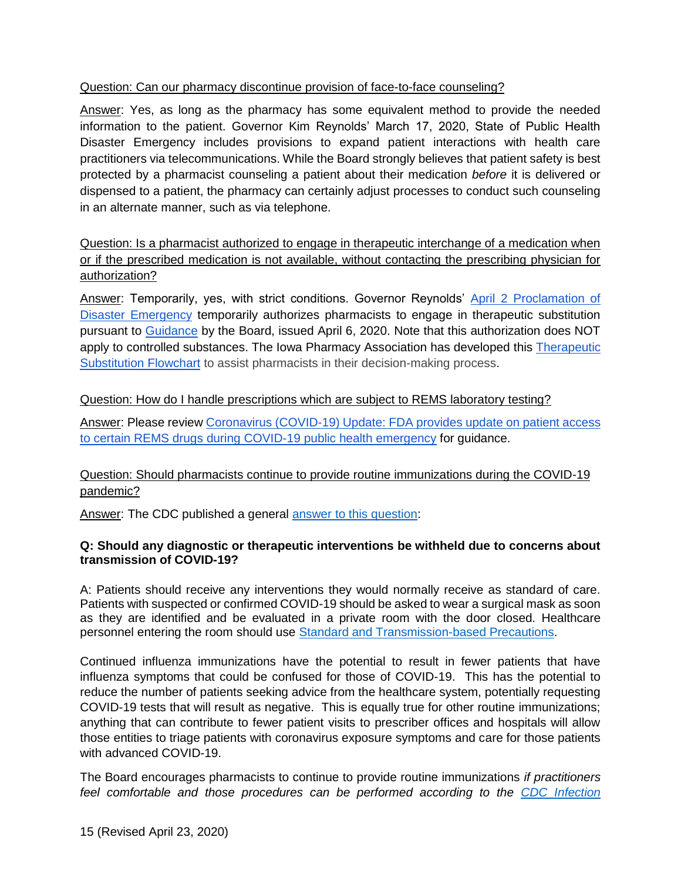Question: Can our pharmacy discontinue provision of face-to-face counseling?

Answer: Yes, as long as the pharmacy has some equivalent method to provide the needed information to the patient. Governor Kim Reynolds' March 17, 2020, State of Public Health Disaster Emergency includes provisions to expand patient interactions with health care practitioners via telecommunications. While the Board strongly believes that patient safety is best protected by a pharmacist counseling a patient about their medication *before* it is delivered or dispensed to a patient, the pharmacy can certainly adjust processes to conduct such counseling in an alternate manner, such as via telephone.

Question: Is a pharmacist authorized to engage in therapeutic interchange of a medication when or if the prescribed medication is not available, without contacting the prescribing physician for authorization?

Answer: Temporarily, yes, with strict conditions. Governor Reynolds' April 2 Proclamation of Disaster Emergency temporarily authorizes pharmacists to engage in therapeutic substitution pursuant to Guidance by the Board, issued April 6, 2020. Note that this authorization does NOT apply to controlled substances. The Iowa Pharmacy Association has developed this Therapeutic Substitution Flowchart to assist pharmacists in their decision-making process.

Question: How do I handle prescriptions which are subject to REMS laboratory testing?

Answer: Please review Coronavirus (COVID-19) Update: FDA provides update on patient access to certain REMS drugs during COVID-19 public health emergency for guidance.

Question: Should pharmacists continue to provide routine immunizations during the COVID-19 pandemic?

Answer: The CDC published a general answer to this question:

**Q: Should any diagnostic or therapeutic interventions be withheld due to concerns about transmission of COVID-19?**

A: Patients should receive any interventions they would normally receive as standard of care. Patients with suspected or confirmed COVID-19 should be asked to wear a surgical mask as soon as they are identified and be evaluated in a private room with the door closed. Healthcare personnel entering the room should use Standard and Transmission-based Precautions.

Continued influenza immunizations have the potential to result in fewer patients that have influenza symptoms that could be confused for those of COVID-19. This has the potential to reduce the number of patients seeking advice from the healthcare system, potentially requesting COVID-19 tests that will result as negative. This is equally true for other routine immunizations; anything that can contribute to fewer patient visits to prescriber offices and hospitals will allow those entities to triage patients with coronavirus exposure symptoms and care for those patients with advanced COVID-19.

The Board encourages pharmacists to continue to provide routine immunizations *if practitioners feel comfortable and those procedures can be performed according to the CDC Infection*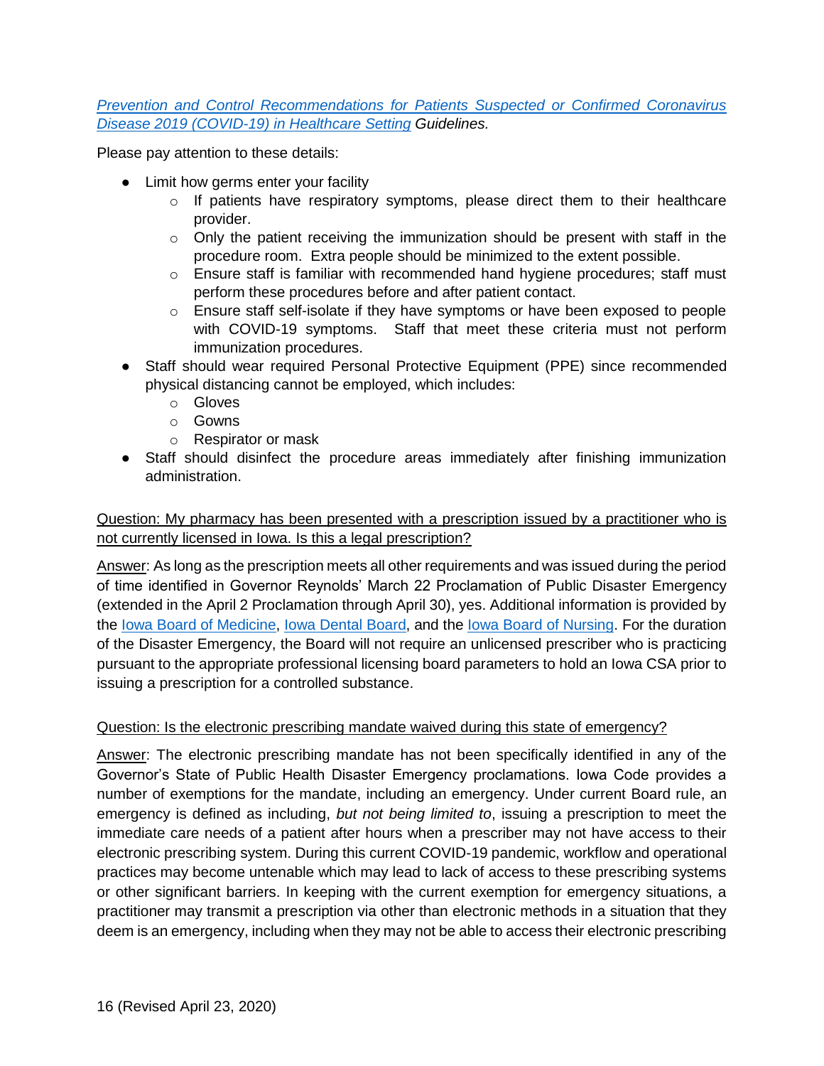[Prevention and Control Recommendations for Patients Suspected or Confirmed Coronavirus Disease 2019 (COVID-19) in Healthcare Setting](#) *Guidelines.*

Please pay attention to these details:

- Limit how germs enter your facility
  - If patients have respiratory symptoms, please direct them to their healthcare provider.
  - Only the patient receiving the immunization should be present with staff in the procedure room. Extra people should be minimized to the extent possible.
  - Ensure staff is familiar with recommended hand hygiene procedures; staff must perform these procedures before and after patient contact.
  - Ensure staff self-isolate if they have symptoms or have been exposed to people with COVID-19 symptoms. Staff that meet these criteria must not perform immunization procedures.
- Staff should wear required Personal Protective Equipment (PPE) since recommended physical distancing cannot be employed, which includes:
  - Gloves
  - Gowns
  - Respirator or mask
- Staff should disinfect the procedure areas immediately after finishing immunization administration.

<u>Question: My pharmacy has been presented with a prescription issued by a practitioner who is not currently licensed in Iowa. Is this a legal prescription?</u>

<u>Answer</u>: As long as the prescription meets all other requirements and was issued during the period of time identified in Governor Reynolds' March 22 Proclamation of Public Disaster Emergency (extended in the April 2 Proclamation through April 30), yes. Additional information is provided by the [Iowa Board of Medicine](#), [Iowa Dental Board](#), and the [Iowa Board of Nursing](#). For the duration of the Disaster Emergency, the Board will not require an unlicensed prescriber who is practicing pursuant to the appropriate professional licensing board parameters to hold an Iowa CSA prior to issuing a prescription for a controlled substance.

<u>Question: Is the electronic prescribing mandate waived during this state of emergency?</u>

<u>Answer</u>: The electronic prescribing mandate has not been specifically identified in any of the Governor's State of Public Health Disaster Emergency proclamations. Iowa Code provides a number of exemptions for the mandate, including an emergency. Under current Board rule, an emergency is defined as including, *but not being limited to*, issuing a prescription to meet the immediate care needs of a patient after hours when a prescriber may not have access to their electronic prescribing system. During this current COVID-19 pandemic, workflow and operational practices may become untenable which may lead to lack of access to these prescribing systems or other significant barriers. In keeping with the current exemption for emergency situations, a practitioner may transmit a prescription via other than electronic methods in a situation that they deem is an emergency, including when they may not be able to access their electronic prescribing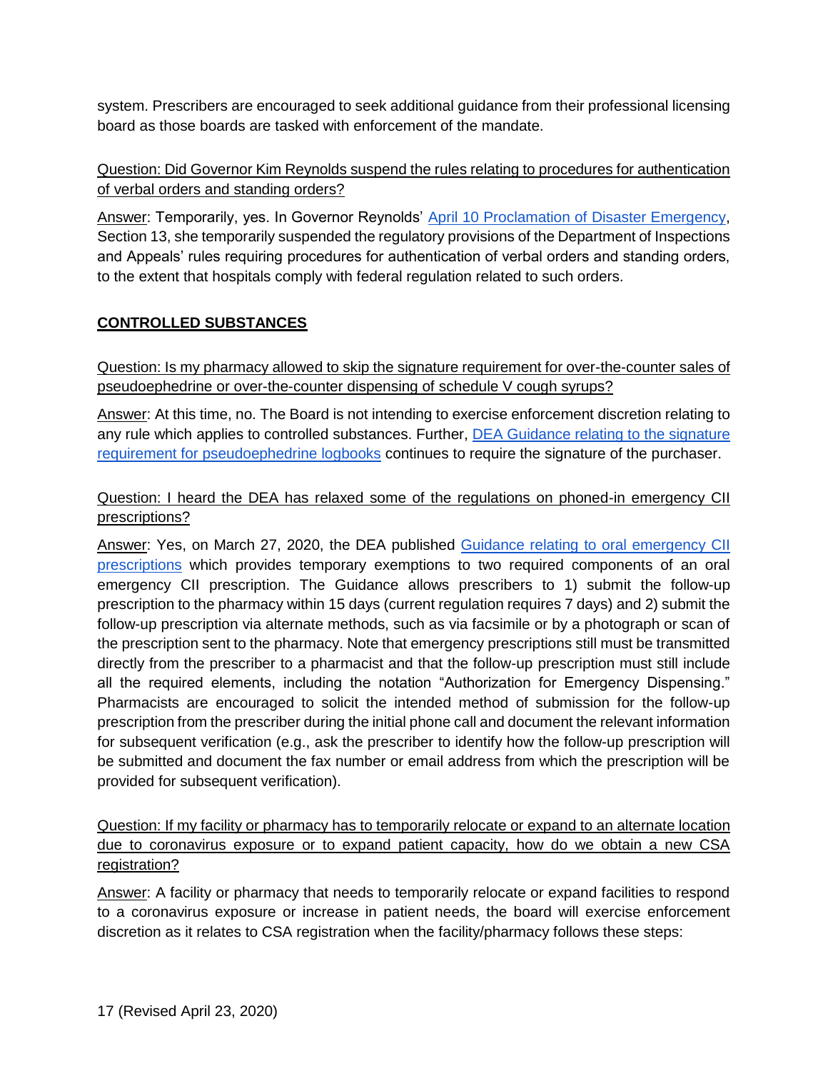system. Prescribers are encouraged to seek additional guidance from their professional licensing board as those boards are tasked with enforcement of the mandate.

Question: Did Governor Kim Reynolds suspend the rules relating to procedures for authentication of verbal orders and standing orders?

Answer: Temporarily, yes. In Governor Reynolds' April 10 Proclamation of Disaster Emergency, Section 13, she temporarily suspended the regulatory provisions of the Department of Inspections and Appeals' rules requiring procedures for authentication of verbal orders and standing orders, to the extent that hospitals comply with federal regulation related to such orders.

## CONTROLLED SUBSTANCES

Question: Is my pharmacy allowed to skip the signature requirement for over-the-counter sales of pseudoephedrine or over-the-counter dispensing of schedule V cough syrups?

Answer: At this time, no. The Board is not intending to exercise enforcement discretion relating to any rule which applies to controlled substances. Further, DEA Guidance relating to the signature requirement for pseudoephedrine logbooks continues to require the signature of the purchaser.

Question: I heard the DEA has relaxed some of the regulations on phoned-in emergency CII prescriptions?

Answer: Yes, on March 27, 2020, the DEA published Guidance relating to oral emergency CII prescriptions which provides temporary exemptions to two required components of an oral emergency CII prescription. The Guidance allows prescribers to 1) submit the follow-up prescription to the pharmacy within 15 days (current regulation requires 7 days) and 2) submit the follow-up prescription via alternate methods, such as via facsimile or by a photograph or scan of the prescription sent to the pharmacy. Note that emergency prescriptions still must be transmitted directly from the prescriber to a pharmacist and that the follow-up prescription must still include all the required elements, including the notation "Authorization for Emergency Dispensing." Pharmacists are encouraged to solicit the intended method of submission for the follow-up prescription from the prescriber during the initial phone call and document the relevant information for subsequent verification (e.g., ask the prescriber to identify how the follow-up prescription will be submitted and document the fax number or email address from which the prescription will be provided for subsequent verification).

Question: If my facility or pharmacy has to temporarily relocate or expand to an alternate location due to coronavirus exposure or to expand patient capacity, how do we obtain a new CSA registration?

Answer: A facility or pharmacy that needs to temporarily relocate or expand facilities to respond to a coronavirus exposure or increase in patient needs, the board will exercise enforcement discretion as it relates to CSA registration when the facility/pharmacy follows these steps: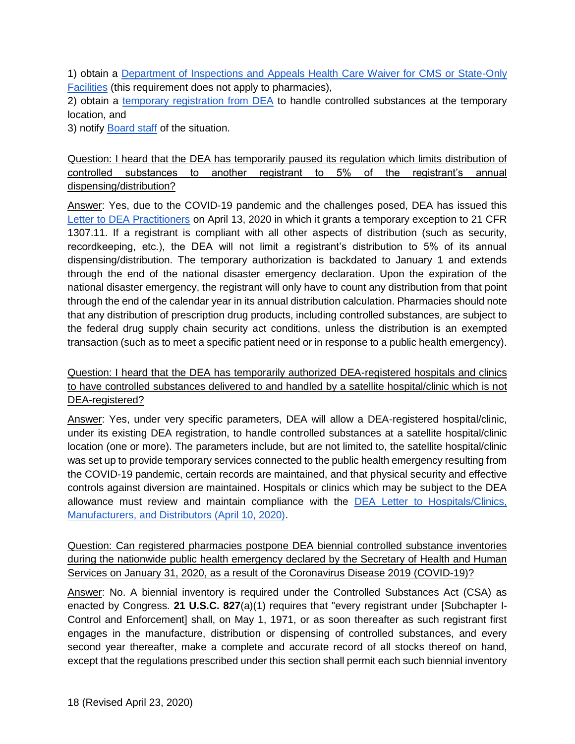1) obtain a Department of Inspections and Appeals Health Care Waiver for CMS or State-Only Facilities (this requirement does not apply to pharmacies),
2) obtain a temporary registration from DEA to handle controlled substances at the temporary location, and
3) notify Board staff of the situation.

Question: I heard that the DEA has temporarily paused its regulation which limits distribution of controlled substances to another registrant to 5% of the registrant's annual dispensing/distribution?

Answer: Yes, due to the COVID-19 pandemic and the challenges posed, DEA has issued this Letter to DEA Practitioners on April 13, 2020 in which it grants a temporary exception to 21 CFR 1307.11. If a registrant is compliant with all other aspects of distribution (such as security, recordkeeping, etc.), the DEA will not limit a registrant's distribution to 5% of its annual dispensing/distribution. The temporary authorization is backdated to January 1 and extends through the end of the national disaster emergency declaration. Upon the expiration of the national disaster emergency, the registrant will only have to count any distribution from that point through the end of the calendar year in its annual distribution calculation. Pharmacies should note that any distribution of prescription drug products, including controlled substances, are subject to the federal drug supply chain security act conditions, unless the distribution is an exempted transaction (such as to meet a specific patient need or in response to a public health emergency).

Question: I heard that the DEA has temporarily authorized DEA-registered hospitals and clinics to have controlled substances delivered to and handled by a satellite hospital/clinic which is not DEA-registered?

Answer: Yes, under very specific parameters, DEA will allow a DEA-registered hospital/clinic, under its existing DEA registration, to handle controlled substances at a satellite hospital/clinic location (one or more). The parameters include, but are not limited to, the satellite hospital/clinic was set up to provide temporary services connected to the public health emergency resulting from the COVID-19 pandemic, certain records are maintained, and that physical security and effective controls against diversion are maintained. Hospitals or clinics which may be subject to the DEA allowance must review and maintain compliance with the DEA Letter to Hospitals/Clinics, Manufacturers, and Distributors (April 10, 2020).

Question: Can registered pharmacies postpone DEA biennial controlled substance inventories during the nationwide public health emergency declared by the Secretary of Health and Human Services on January 31, 2020, as a result of the Coronavirus Disease 2019 (COVID-19)?

Answer: No. A biennial inventory is required under the Controlled Substances Act (CSA) as enacted by Congress. **21 U.S.C. 827**(a)(1) requires that "every registrant under [Subchapter I-Control and Enforcement] shall, on May 1, 1971, or as soon thereafter as such registrant first engages in the manufacture, distribution or dispensing of controlled substances, and every second year thereafter, make a complete and accurate record of all stocks thereof on hand, except that the regulations prescribed under this section shall permit each such biennial inventory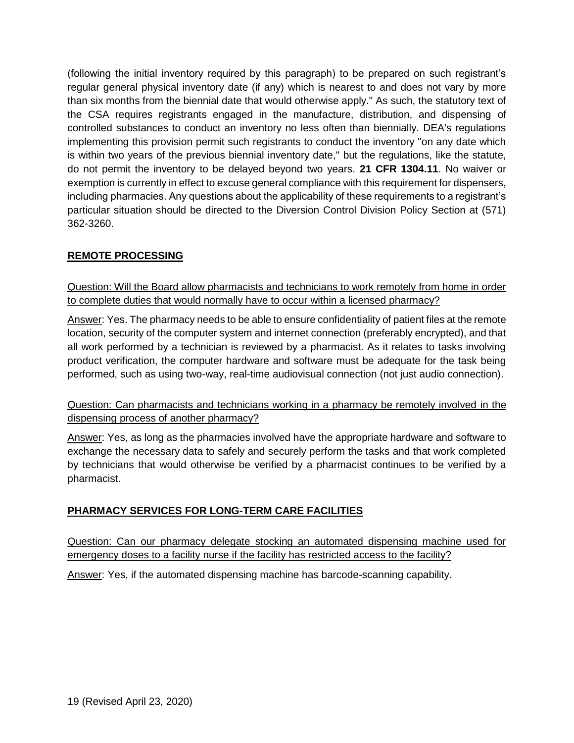(following the initial inventory required by this paragraph) to be prepared on such registrant's regular general physical inventory date (if any) which is nearest to and does not vary by more than six months from the biennial date that would otherwise apply." As such, the statutory text of the CSA requires registrants engaged in the manufacture, distribution, and dispensing of controlled substances to conduct an inventory no less often than biennially. DEA's regulations implementing this provision permit such registrants to conduct the inventory "on any date which is within two years of the previous biennial inventory date," but the regulations, like the statute, do not permit the inventory to be delayed beyond two years. **21 CFR 1304.11**. No waiver or exemption is currently in effect to excuse general compliance with this requirement for dispensers, including pharmacies. Any questions about the applicability of these requirements to a registrant's particular situation should be directed to the Diversion Control Division Policy Section at (571) 362-3260.

## REMOTE PROCESSING

Question: Will the Board allow pharmacists and technicians to work remotely from home in order to complete duties that would normally have to occur within a licensed pharmacy?

Answer: Yes. The pharmacy needs to be able to ensure confidentiality of patient files at the remote location, security of the computer system and internet connection (preferably encrypted), and that all work performed by a technician is reviewed by a pharmacist. As it relates to tasks involving product verification, the computer hardware and software must be adequate for the task being performed, such as using two-way, real-time audiovisual connection (not just audio connection).

Question: Can pharmacists and technicians working in a pharmacy be remotely involved in the dispensing process of another pharmacy?

Answer: Yes, as long as the pharmacies involved have the appropriate hardware and software to exchange the necessary data to safely and securely perform the tasks and that work completed by technicians that would otherwise be verified by a pharmacist continues to be verified by a pharmacist.

## PHARMACY SERVICES FOR LONG-TERM CARE FACILITIES

Question: Can our pharmacy delegate stocking an automated dispensing machine used for emergency doses to a facility nurse if the facility has restricted access to the facility?

Answer: Yes, if the automated dispensing machine has barcode-scanning capability.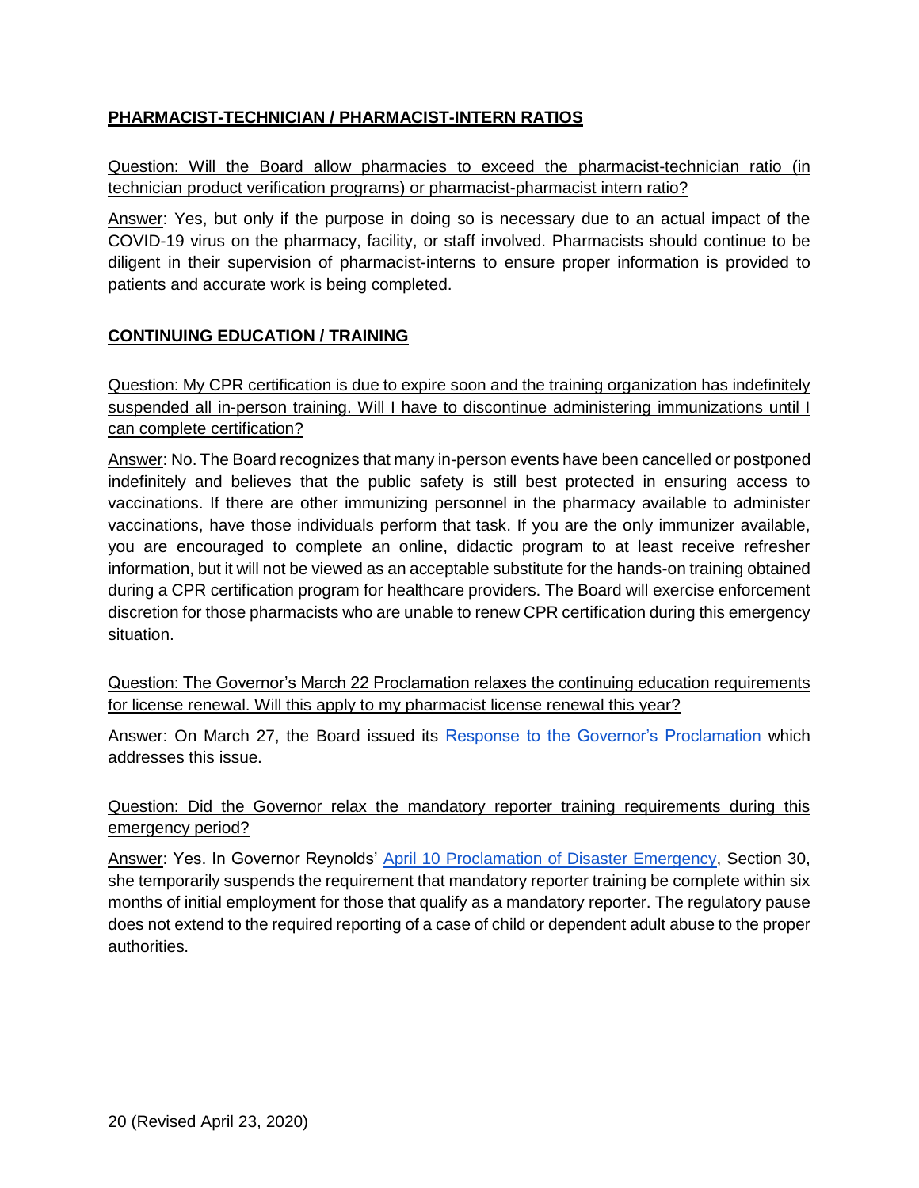## PHARMACIST-TECHNICIAN / PHARMACIST-INTERN RATIOS

Question: Will the Board allow pharmacies to exceed the pharmacist-technician ratio (in technician product verification programs) or pharmacist-pharmacist intern ratio?

Answer: Yes, but only if the purpose in doing so is necessary due to an actual impact of the COVID-19 virus on the pharmacy, facility, or staff involved. Pharmacists should continue to be diligent in their supervision of pharmacist-interns to ensure proper information is provided to patients and accurate work is being completed.

## CONTINUING EDUCATION / TRAINING

Question: My CPR certification is due to expire soon and the training organization has indefinitely suspended all in-person training. Will I have to discontinue administering immunizations until I can complete certification?

Answer: No. The Board recognizes that many in-person events have been cancelled or postponed indefinitely and believes that the public safety is still best protected in ensuring access to vaccinations. If there are other immunizing personnel in the pharmacy available to administer vaccinations, have those individuals perform that task. If you are the only immunizer available, you are encouraged to complete an online, didactic program to at least receive refresher information, but it will not be viewed as an acceptable substitute for the hands-on training obtained during a CPR certification program for healthcare providers. The Board will exercise enforcement discretion for those pharmacists who are unable to renew CPR certification during this emergency situation.

Question: The Governor's March 22 Proclamation relaxes the continuing education requirements for license renewal. Will this apply to my pharmacist license renewal this year?

Answer: On March 27, the Board issued its Response to the Governor's Proclamation which addresses this issue.

Question: Did the Governor relax the mandatory reporter training requirements during this emergency period?

Answer: Yes. In Governor Reynolds' April 10 Proclamation of Disaster Emergency, Section 30, she temporarily suspends the requirement that mandatory reporter training be complete within six months of initial employment for those that qualify as a mandatory reporter. The regulatory pause does not extend to the required reporting of a case of child or dependent adult abuse to the proper authorities.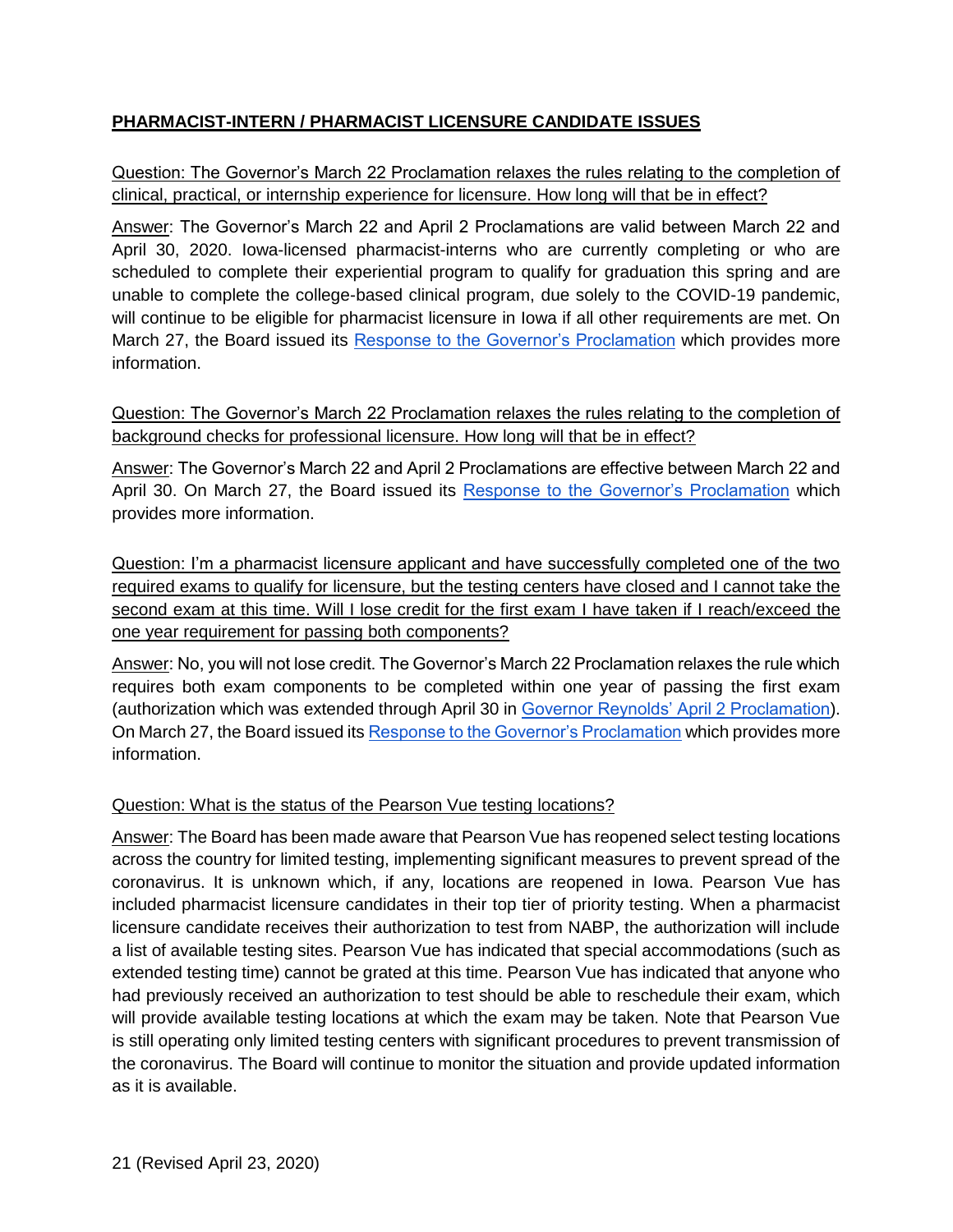## PHARMACIST-INTERN / PHARMACIST LICENSURE CANDIDATE ISSUES

Question: The Governor's March 22 Proclamation relaxes the rules relating to the completion of clinical, practical, or internship experience for licensure. How long will that be in effect?

Answer: The Governor's March 22 and April 2 Proclamations are valid between March 22 and April 30, 2020. Iowa-licensed pharmacist-interns who are currently completing or who are scheduled to complete their experiential program to qualify for graduation this spring and are unable to complete the college-based clinical program, due solely to the COVID-19 pandemic, will continue to be eligible for pharmacist licensure in Iowa if all other requirements are met. On March 27, the Board issued its Response to the Governor's Proclamation which provides more information.

Question: The Governor's March 22 Proclamation relaxes the rules relating to the completion of background checks for professional licensure. How long will that be in effect?

Answer: The Governor's March 22 and April 2 Proclamations are effective between March 22 and April 30. On March 27, the Board issued its Response to the Governor's Proclamation which provides more information.

Question: I'm a pharmacist licensure applicant and have successfully completed one of the two required exams to qualify for licensure, but the testing centers have closed and I cannot take the second exam at this time. Will I lose credit for the first exam I have taken if I reach/exceed the one year requirement for passing both components?

Answer: No, you will not lose credit. The Governor's March 22 Proclamation relaxes the rule which requires both exam components to be completed within one year of passing the first exam (authorization which was extended through April 30 in Governor Reynolds' April 2 Proclamation). On March 27, the Board issued its Response to the Governor's Proclamation which provides more information.

Question: What is the status of the Pearson Vue testing locations?

Answer: The Board has been made aware that Pearson Vue has reopened select testing locations across the country for limited testing, implementing significant measures to prevent spread of the coronavirus. It is unknown which, if any, locations are reopened in Iowa. Pearson Vue has included pharmacist licensure candidates in their top tier of priority testing. When a pharmacist licensure candidate receives their authorization to test from NABP, the authorization will include a list of available testing sites. Pearson Vue has indicated that special accommodations (such as extended testing time) cannot be grated at this time. Pearson Vue has indicated that anyone who had previously received an authorization to test should be able to reschedule their exam, which will provide available testing locations at which the exam may be taken. Note that Pearson Vue is still operating only limited testing centers with significant procedures to prevent transmission of the coronavirus. The Board will continue to monitor the situation and provide updated information as it is available.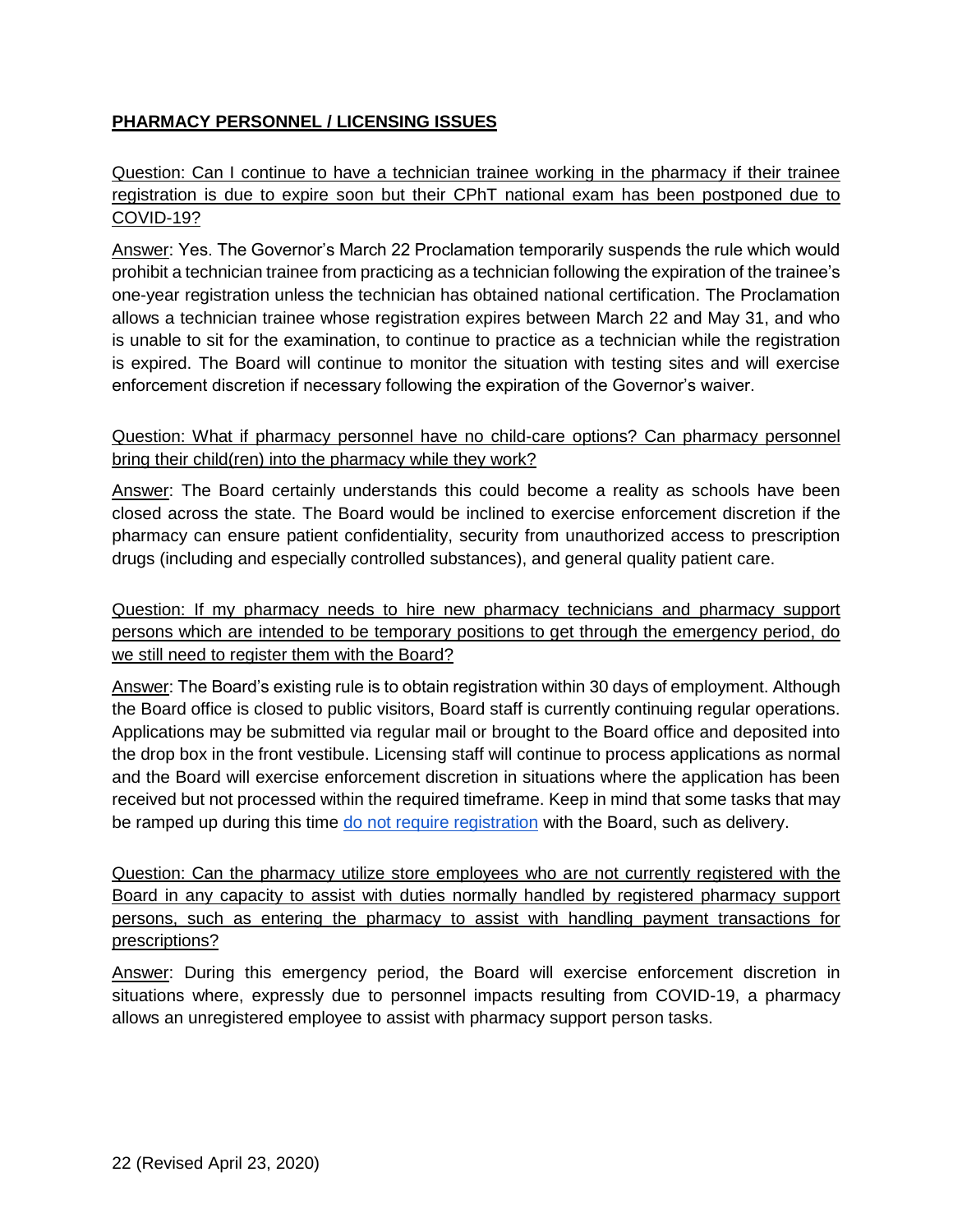## PHARMACY PERSONNEL / LICENSING ISSUES

Question: Can I continue to have a technician trainee working in the pharmacy if their trainee registration is due to expire soon but their CPhT national exam has been postponed due to COVID-19?

Answer: Yes. The Governor's March 22 Proclamation temporarily suspends the rule which would prohibit a technician trainee from practicing as a technician following the expiration of the trainee's one-year registration unless the technician has obtained national certification. The Proclamation allows a technician trainee whose registration expires between March 22 and May 31, and who is unable to sit for the examination, to continue to practice as a technician while the registration is expired. The Board will continue to monitor the situation with testing sites and will exercise enforcement discretion if necessary following the expiration of the Governor's waiver.

Question: What if pharmacy personnel have no child-care options? Can pharmacy personnel bring their child(ren) into the pharmacy while they work?

Answer: The Board certainly understands this could become a reality as schools have been closed across the state. The Board would be inclined to exercise enforcement discretion if the pharmacy can ensure patient confidentiality, security from unauthorized access to prescription drugs (including and especially controlled substances), and general quality patient care.

Question: If my pharmacy needs to hire new pharmacy technicians and pharmacy support persons which are intended to be temporary positions to get through the emergency period, do we still need to register them with the Board?

Answer: The Board's existing rule is to obtain registration within 30 days of employment. Although the Board office is closed to public visitors, Board staff is currently continuing regular operations. Applications may be submitted via regular mail or brought to the Board office and deposited into the drop box in the front vestibule. Licensing staff will continue to process applications as normal and the Board will exercise enforcement discretion in situations where the application has been received but not processed within the required timeframe. Keep in mind that some tasks that may be ramped up during this time do not require registration with the Board, such as delivery.

Question: Can the pharmacy utilize store employees who are not currently registered with the Board in any capacity to assist with duties normally handled by registered pharmacy support persons, such as entering the pharmacy to assist with handling payment transactions for prescriptions?

Answer: During this emergency period, the Board will exercise enforcement discretion in situations where, expressly due to personnel impacts resulting from COVID-19, a pharmacy allows an unregistered employee to assist with pharmacy support person tasks.

(Revised April 23, 2020)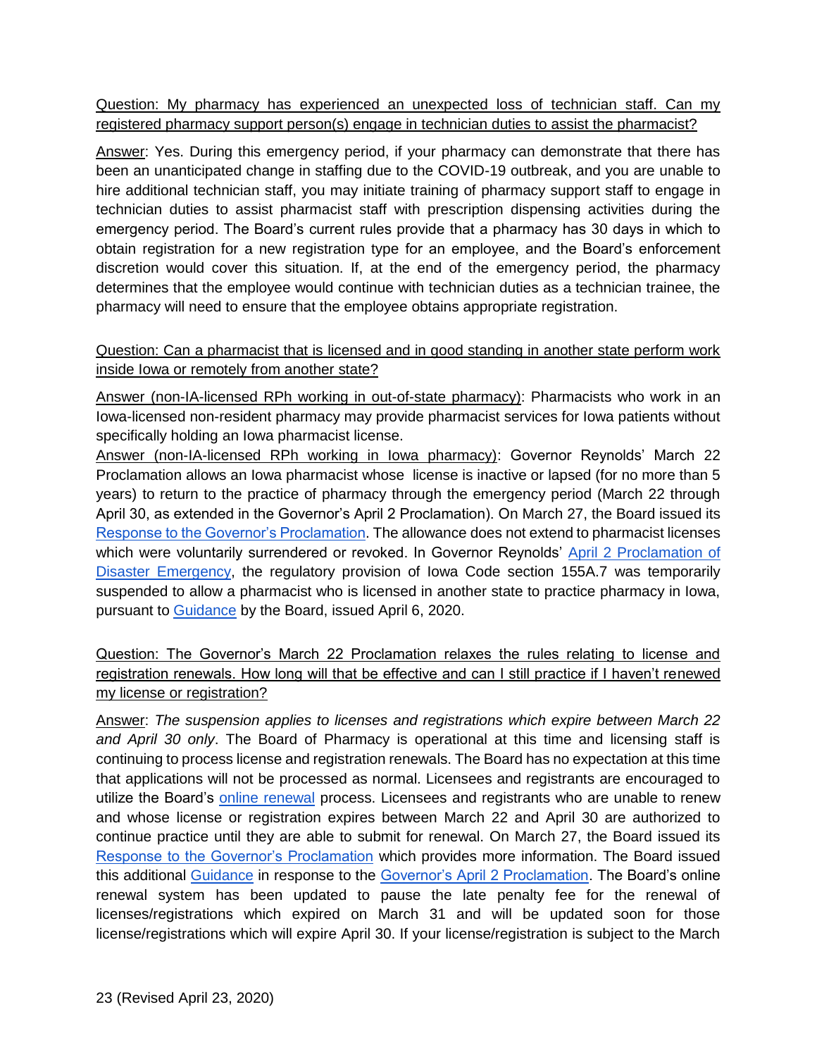<u>Question: My pharmacy has experienced an unexpected loss of technician staff. Can my registered pharmacy support person(s) engage in technician duties to assist the pharmacist?</u>

<u>Answer</u>: Yes. During this emergency period, if your pharmacy can demonstrate that there has been an unanticipated change in staffing due to the COVID-19 outbreak, and you are unable to hire additional technician staff, you may initiate training of pharmacy support staff to engage in technician duties to assist pharmacist staff with prescription dispensing activities during the emergency period. The Board's current rules provide that a pharmacy has 30 days in which to obtain registration for a new registration type for an employee, and the Board's enforcement discretion would cover this situation. If, at the end of the emergency period, the pharmacy determines that the employee would continue with technician duties as a technician trainee, the pharmacy will need to ensure that the employee obtains appropriate registration.

<u>Question: Can a pharmacist that is licensed and in good standing in another state perform work inside Iowa or remotely from another state?</u>

<u>Answer (non-IA-licensed RPh working in out-of-state pharmacy)</u>: Pharmacists who work in an Iowa-licensed non-resident pharmacy may provide pharmacist services for Iowa patients without specifically holding an Iowa pharmacist license.

<u>Answer (non-IA-licensed RPh working in Iowa pharmacy)</u>: Governor Reynolds' March 22 Proclamation allows an Iowa pharmacist whose license is inactive or lapsed (for no more than 5 years) to return to the practice of pharmacy through the emergency period (March 22 through April 30, as extended in the Governor's April 2 Proclamation). On March 27, the Board issued its Response to the Governor's Proclamation. The allowance does not extend to pharmacist licenses which were voluntarily surrendered or revoked. In Governor Reynolds' April 2 Proclamation of Disaster Emergency, the regulatory provision of Iowa Code section 155A.7 was temporarily suspended to allow a pharmacist who is licensed in another state to practice pharmacy in Iowa, pursuant to Guidance by the Board, issued April 6, 2020.

<u>Question: The Governor's March 22 Proclamation relaxes the rules relating to license and registration renewals. How long will that be effective and can I still practice if I haven't renewed my license or registration?</u>

<u>Answer</u>: *The suspension applies to licenses and registrations which expire between March 22 and April 30 only*. The Board of Pharmacy is operational at this time and licensing staff is continuing to process license and registration renewals. The Board has no expectation at this time that applications will not be processed as normal. Licensees and registrants are encouraged to utilize the Board's online renewal process. Licensees and registrants who are unable to renew and whose license or registration expires between March 22 and April 30 are authorized to continue practice until they are able to submit for renewal. On March 27, the Board issued its Response to the Governor's Proclamation which provides more information. The Board issued this additional Guidance in response to the Governor's April 2 Proclamation. The Board's online renewal system has been updated to pause the late penalty fee for the renewal of licenses/registrations which expired on March 31 and will be updated soon for those license/registrations which will expire April 30. If your license/registration is subject to the March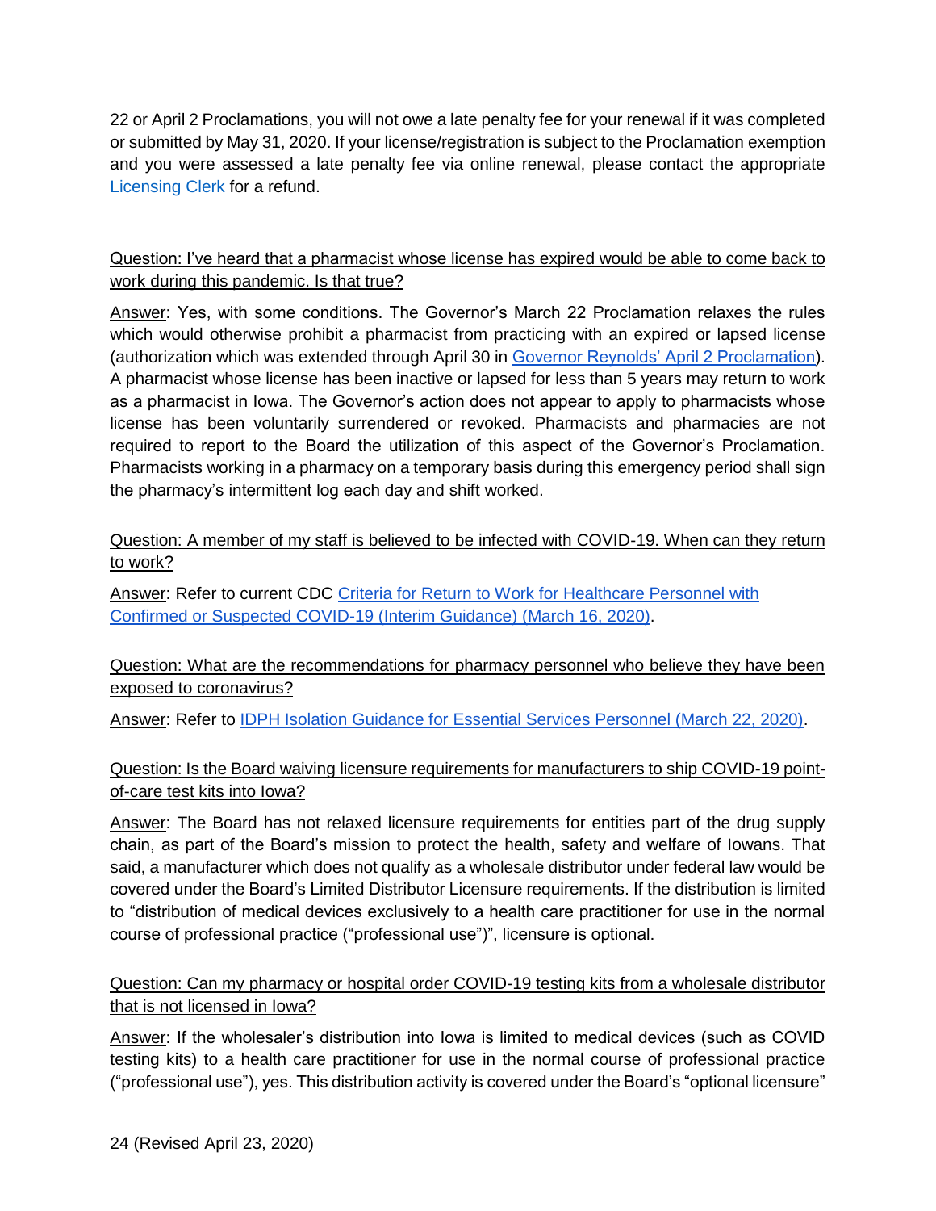22 or April 2 Proclamations, you will not owe a late penalty fee for your renewal if it was completed or submitted by May 31, 2020. If your license/registration is subject to the Proclamation exemption and you were assessed a late penalty fee via online renewal, please contact the appropriate Licensing Clerk for a refund.

Question: I've heard that a pharmacist whose license has expired would be able to come back to work during this pandemic. Is that true?

Answer: Yes, with some conditions. The Governor's March 22 Proclamation relaxes the rules which would otherwise prohibit a pharmacist from practicing with an expired or lapsed license (authorization which was extended through April 30 in Governor Reynolds' April 2 Proclamation). A pharmacist whose license has been inactive or lapsed for less than 5 years may return to work as a pharmacist in Iowa. The Governor's action does not appear to apply to pharmacists whose license has been voluntarily surrendered or revoked. Pharmacists and pharmacies are not required to report to the Board the utilization of this aspect of the Governor's Proclamation. Pharmacists working in a pharmacy on a temporary basis during this emergency period shall sign the pharmacy's intermittent log each day and shift worked.

Question: A member of my staff is believed to be infected with COVID-19. When can they return to work?

Answer: Refer to current CDC Criteria for Return to Work for Healthcare Personnel with Confirmed or Suspected COVID-19 (Interim Guidance) (March 16, 2020).

Question: What are the recommendations for pharmacy personnel who believe they have been exposed to coronavirus?

Answer: Refer to IDPH Isolation Guidance for Essential Services Personnel (March 22, 2020).

Question: Is the Board waiving licensure requirements for manufacturers to ship COVID-19 point-of-care test kits into Iowa?

Answer: The Board has not relaxed licensure requirements for entities part of the drug supply chain, as part of the Board's mission to protect the health, safety and welfare of Iowans. That said, a manufacturer which does not qualify as a wholesale distributor under federal law would be covered under the Board's Limited Distributor Licensure requirements. If the distribution is limited to "distribution of medical devices exclusively to a health care practitioner for use in the normal course of professional practice ("professional use")", licensure is optional.

Question: Can my pharmacy or hospital order COVID-19 testing kits from a wholesale distributor that is not licensed in Iowa?

Answer: If the wholesaler's distribution into Iowa is limited to medical devices (such as COVID testing kits) to a health care practitioner for use in the normal course of professional practice ("professional use"), yes. This distribution activity is covered under the Board's "optional licensure"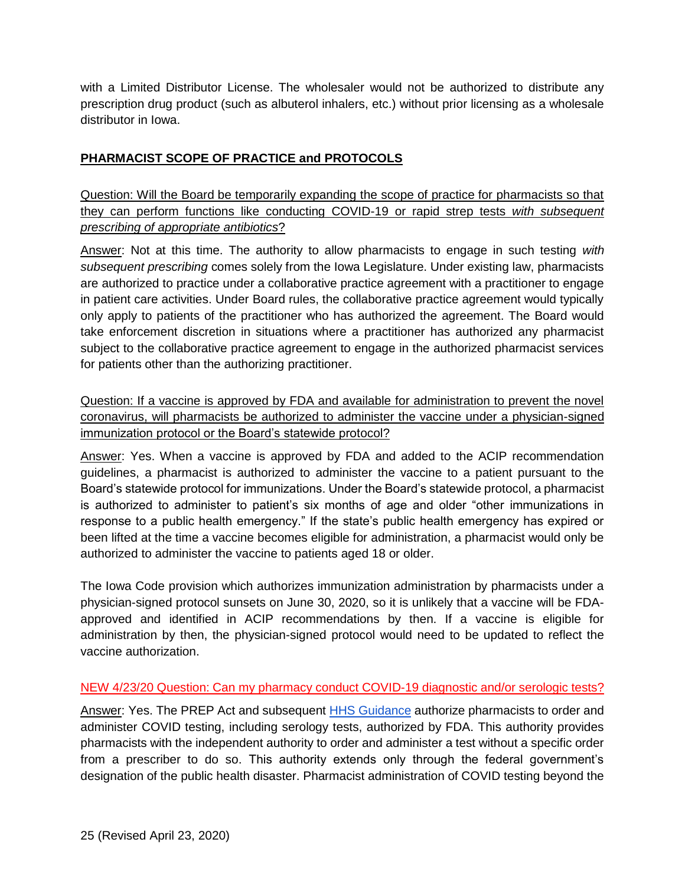with a Limited Distributor License. The wholesaler would not be authorized to distribute any prescription drug product (such as albuterol inhalers, etc.) without prior licensing as a wholesale distributor in Iowa.

## PHARMACIST SCOPE OF PRACTICE and PROTOCOLS

Question: Will the Board be temporarily expanding the scope of practice for pharmacists so that they can perform functions like conducting COVID-19 or rapid strep tests *with subsequent prescribing of appropriate antibiotics*?

Answer: Not at this time. The authority to allow pharmacists to engage in such testing *with subsequent prescribing* comes solely from the Iowa Legislature. Under existing law, pharmacists are authorized to practice under a collaborative practice agreement with a practitioner to engage in patient care activities. Under Board rules, the collaborative practice agreement would typically only apply to patients of the practitioner who has authorized the agreement. The Board would take enforcement discretion in situations where a practitioner has authorized any pharmacist subject to the collaborative practice agreement to engage in the authorized pharmacist services for patients other than the authorizing practitioner.

Question: If a vaccine is approved by FDA and available for administration to prevent the novel coronavirus, will pharmacists be authorized to administer the vaccine under a physician-signed immunization protocol or the Board's statewide protocol?

Answer: Yes. When a vaccine is approved by FDA and added to the ACIP recommendation guidelines, a pharmacist is authorized to administer the vaccine to a patient pursuant to the Board's statewide protocol for immunizations. Under the Board's statewide protocol, a pharmacist is authorized to administer to patient's six months of age and older "other immunizations in response to a public health emergency." If the state's public health emergency has expired or been lifted at the time a vaccine becomes eligible for administration, a pharmacist would only be authorized to administer the vaccine to patients aged 18 or older.

The Iowa Code provision which authorizes immunization administration by pharmacists under a physician-signed protocol sunsets on June 30, 2020, so it is unlikely that a vaccine will be FDA-approved and identified in ACIP recommendations by then. If a vaccine is eligible for administration by then, the physician-signed protocol would need to be updated to reflect the vaccine authorization.

NEW 4/23/20 Question: Can my pharmacy conduct COVID-19 diagnostic and/or serologic tests?

Answer: Yes. The PREP Act and subsequent HHS Guidance authorize pharmacists to order and administer COVID testing, including serology tests, authorized by FDA. This authority provides pharmacists with the independent authority to order and administer a test without a specific order from a prescriber to do so. This authority extends only through the federal government's designation of the public health disaster. Pharmacist administration of COVID testing beyond the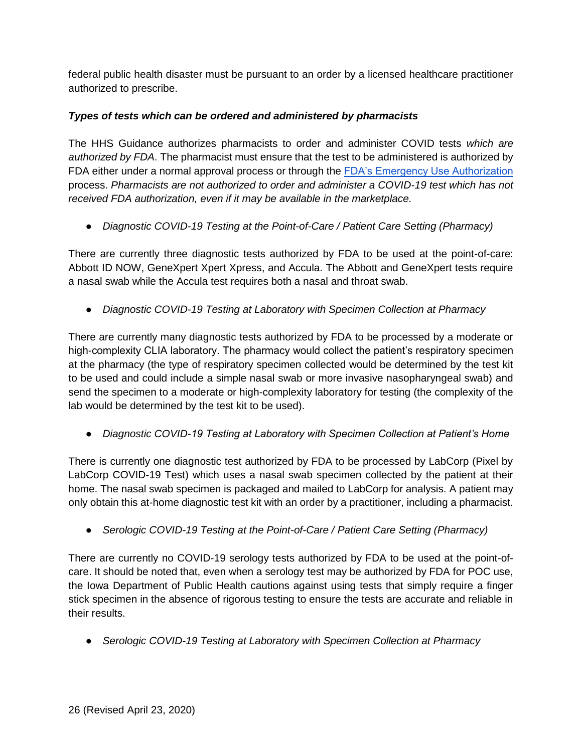federal public health disaster must be pursuant to an order by a licensed healthcare practitioner authorized to prescribe.

***Types of tests which can be ordered and administered by pharmacists***

The HHS Guidance authorizes pharmacists to order and administer COVID tests *which are authorized by FDA*. The pharmacist must ensure that the test to be administered is authorized by FDA either under a normal approval process or through the [FDA's Emergency Use Authorization](FDA's Emergency Use Authorization) process. *Pharmacists are not authorized to order and administer a COVID-19 test which has not received FDA authorization, even if it may be available in the marketplace.*

- *Diagnostic COVID-19 Testing at the Point-of-Care / Patient Care Setting (Pharmacy)*

There are currently three diagnostic tests authorized by FDA to be used at the point-of-care: Abbott ID NOW, GeneXpert Xpert Xpress, and Accula. The Abbott and GeneXpert tests require a nasal swab while the Accula test requires both a nasal and throat swab.

- *Diagnostic COVID-19 Testing at Laboratory with Specimen Collection at Pharmacy*

There are currently many diagnostic tests authorized by FDA to be processed by a moderate or high-complexity CLIA laboratory. The pharmacy would collect the patient's respiratory specimen at the pharmacy (the type of respiratory specimen collected would be determined by the test kit to be used and could include a simple nasal swab or more invasive nasopharyngeal swab) and send the specimen to a moderate or high-complexity laboratory for testing (the complexity of the lab would be determined by the test kit to be used).

- *Diagnostic COVID-19 Testing at Laboratory with Specimen Collection at Patient's Home*

There is currently one diagnostic test authorized by FDA to be processed by LabCorp (Pixel by LabCorp COVID-19 Test) which uses a nasal swab specimen collected by the patient at their home. The nasal swab specimen is packaged and mailed to LabCorp for analysis. A patient may only obtain this at-home diagnostic test kit with an order by a practitioner, including a pharmacist.

- *Serologic COVID-19 Testing at the Point-of-Care / Patient Care Setting (Pharmacy)*

There are currently no COVID-19 serology tests authorized by FDA to be used at the point-of-care. It should be noted that, even when a serology test may be authorized by FDA for POC use, the Iowa Department of Public Health cautions against using tests that simply require a finger stick specimen in the absence of rigorous testing to ensure the tests are accurate and reliable in their results.

- *Serologic COVID-19 Testing at Laboratory with Specimen Collection at Pharmacy*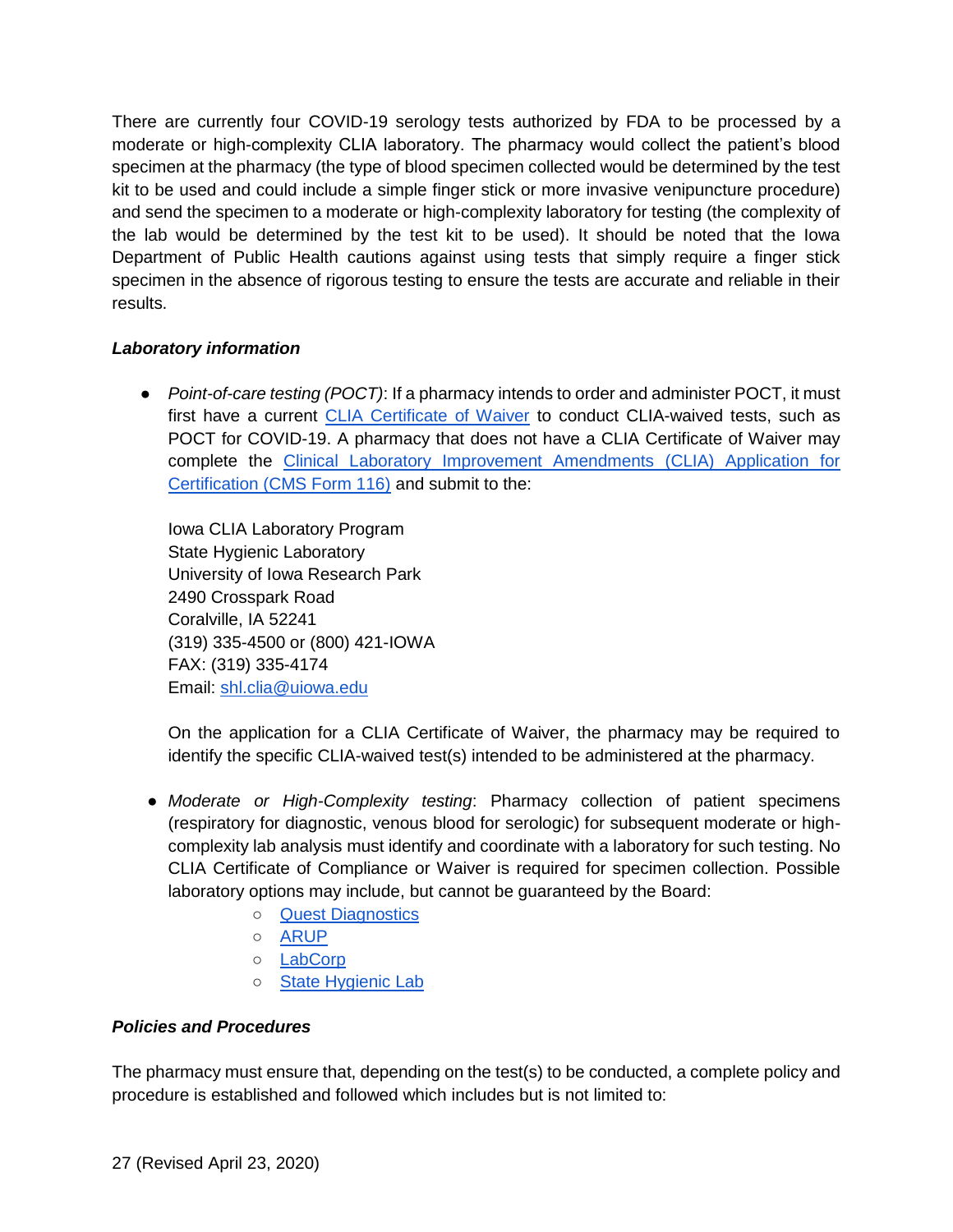There are currently four COVID-19 serology tests authorized by FDA to be processed by a moderate or high-complexity CLIA laboratory. The pharmacy would collect the patient's blood specimen at the pharmacy (the type of blood specimen collected would be determined by the test kit to be used and could include a simple finger stick or more invasive venipuncture procedure) and send the specimen to a moderate or high-complexity laboratory for testing (the complexity of the lab would be determined by the test kit to be used). It should be noted that the Iowa Department of Public Health cautions against using tests that simply require a finger stick specimen in the absence of rigorous testing to ensure the tests are accurate and reliable in their results.

***Laboratory information***

- *Point-of-care testing (POCT)*: If a pharmacy intends to order and administer POCT, it must first have a current CLIA Certificate of Waiver to conduct CLIA-waived tests, such as POCT for COVID-19. A pharmacy that does not have a CLIA Certificate of Waiver may complete the Clinical Laboratory Improvement Amendments (CLIA) Application for Certification (CMS Form 116) and submit to the:

  Iowa CLIA Laboratory Program
  State Hygienic Laboratory
  University of Iowa Research Park
  2490 Crosspark Road
  Coralville, IA 52241
  (319) 335-4500 or (800) 421-IOWA
  FAX: (319) 335-4174
  Email: shl.clia@uiowa.edu

  On the application for a CLIA Certificate of Waiver, the pharmacy may be required to identify the specific CLIA-waived test(s) intended to be administered at the pharmacy.

- *Moderate or High-Complexity testing*: Pharmacy collection of patient specimens (respiratory for diagnostic, venous blood for serologic) for subsequent moderate or high-complexity lab analysis must identify and coordinate with a laboratory for such testing. No CLIA Certificate of Compliance or Waiver is required for specimen collection. Possible laboratory options may include, but cannot be guaranteed by the Board:
  - Quest Diagnostics
  - ARUP
  - LabCorp
  - State Hygienic Lab

***Policies and Procedures***

The pharmacy must ensure that, depending on the test(s) to be conducted, a complete policy and procedure is established and followed which includes but is not limited to: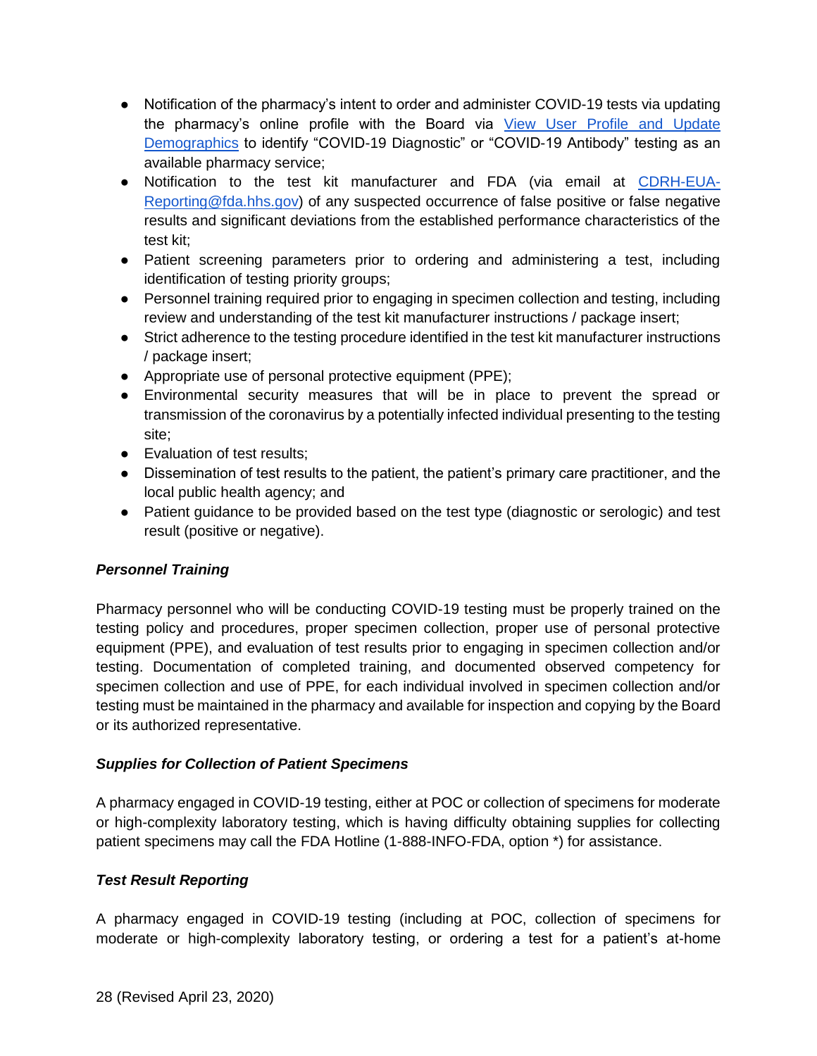- Notification of the pharmacy's intent to order and administer COVID-19 tests via updating the pharmacy's online profile with the Board via [View User Profile and Update Demographics]() to identify "COVID-19 Diagnostic" or "COVID-19 Antibody" testing as an available pharmacy service;
- Notification to the test kit manufacturer and FDA (via email at [CDRH-EUA-Reporting@fda.hhs.gov](mailto:CDRH-EUA-Reporting@fda.hhs.gov)) of any suspected occurrence of false positive or false negative results and significant deviations from the established performance characteristics of the test kit;
- Patient screening parameters prior to ordering and administering a test, including identification of testing priority groups;
- Personnel training required prior to engaging in specimen collection and testing, including review and understanding of the test kit manufacturer instructions / package insert;
- Strict adherence to the testing procedure identified in the test kit manufacturer instructions / package insert;
- Appropriate use of personal protective equipment (PPE);
- Environmental security measures that will be in place to prevent the spread or transmission of the coronavirus by a potentially infected individual presenting to the testing site;
- Evaluation of test results;
- Dissemination of test results to the patient, the patient's primary care practitioner, and the local public health agency; and
- Patient guidance to be provided based on the test type (diagnostic or serologic) and test result (positive or negative).

***Personnel Training***

Pharmacy personnel who will be conducting COVID-19 testing must be properly trained on the testing policy and procedures, proper specimen collection, proper use of personal protective equipment (PPE), and evaluation of test results prior to engaging in specimen collection and/or testing. Documentation of completed training, and documented observed competency for specimen collection and use of PPE, for each individual involved in specimen collection and/or testing must be maintained in the pharmacy and available for inspection and copying by the Board or its authorized representative.

***Supplies for Collection of Patient Specimens***

A pharmacy engaged in COVID-19 testing, either at POC or collection of specimens for moderate or high-complexity laboratory testing, which is having difficulty obtaining supplies for collecting patient specimens may call the FDA Hotline (1-888-INFO-FDA, option *) for assistance.

***Test Result Reporting***

A pharmacy engaged in COVID-19 testing (including at POC, collection of specimens for moderate or high-complexity laboratory testing, or ordering a test for a patient's at-home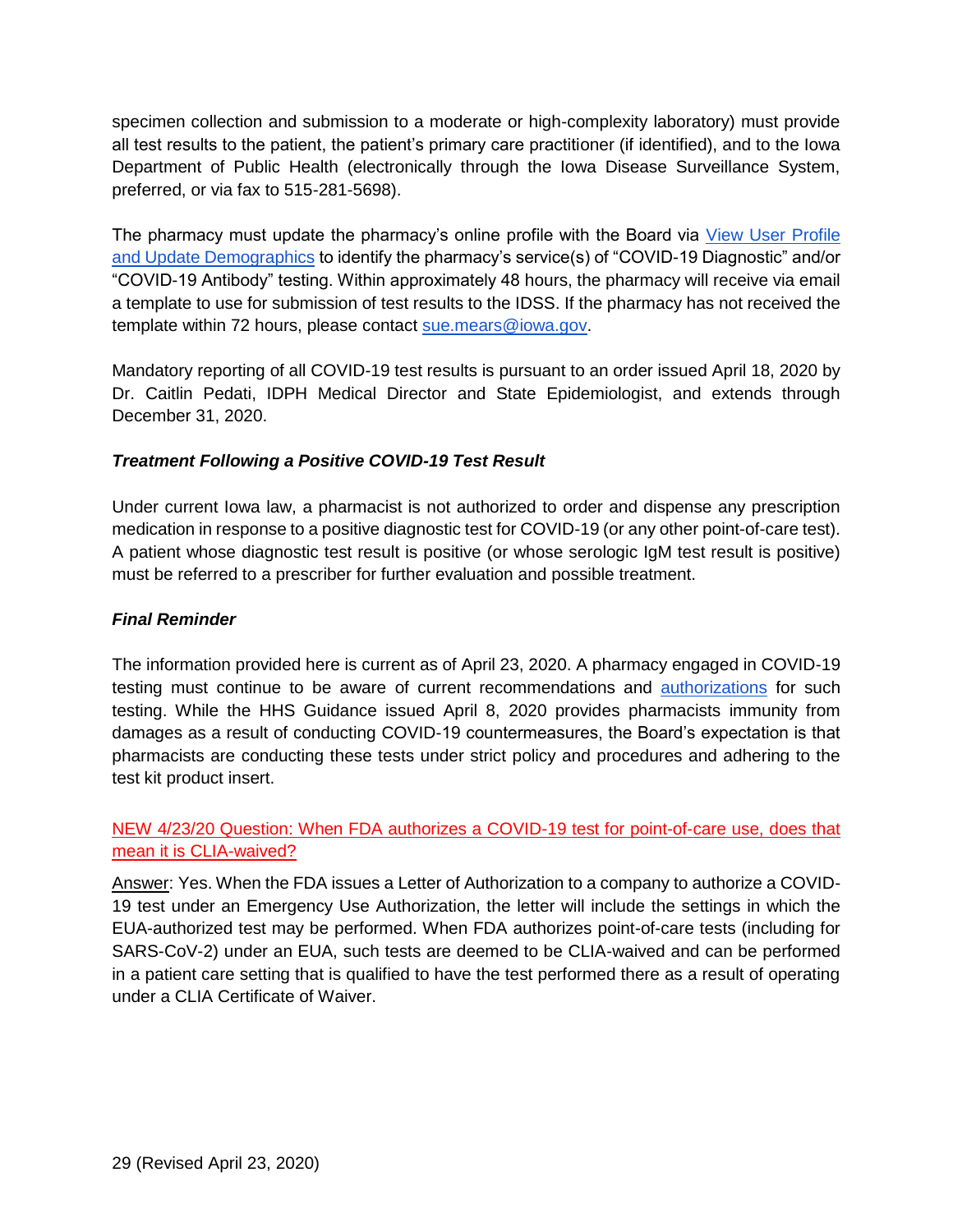specimen collection and submission to a moderate or high-complexity laboratory) must provide all test results to the patient, the patient's primary care practitioner (if identified), and to the Iowa Department of Public Health (electronically through the Iowa Disease Surveillance System, preferred, or via fax to 515-281-5698).

The pharmacy must update the pharmacy's online profile with the Board via [View User Profile and Update Demographics]() to identify the pharmacy's service(s) of "COVID-19 Diagnostic" and/or "COVID-19 Antibody" testing. Within approximately 48 hours, the pharmacy will receive via email a template to use for submission of test results to the IDSS. If the pharmacy has not received the template within 72 hours, please contact [sue.mears@iowa.gov](mailto:sue.mears@iowa.gov).

Mandatory reporting of all COVID-19 test results is pursuant to an order issued April 18, 2020 by Dr. Caitlin Pedati, IDPH Medical Director and State Epidemiologist, and extends through December 31, 2020.

***Treatment Following a Positive COVID-19 Test Result***

Under current Iowa law, a pharmacist is not authorized to order and dispense any prescription medication in response to a positive diagnostic test for COVID-19 (or any other point-of-care test). A patient whose diagnostic test result is positive (or whose serologic IgM test result is positive) must be referred to a prescriber for further evaluation and possible treatment.

***Final Reminder***

The information provided here is current as of April 23, 2020. A pharmacy engaged in COVID-19 testing must continue to be aware of current recommendations and [authorizations]() for such testing. While the HHS Guidance issued April 8, 2020 provides pharmacists immunity from damages as a result of conducting COVID-19 countermeasures, the Board's expectation is that pharmacists are conducting these tests under strict policy and procedures and adhering to the test kit product insert.

NEW 4/23/20 Question: When FDA authorizes a COVID-19 test for point-of-care use, does that mean it is CLIA-waived?

Answer: Yes. When the FDA issues a Letter of Authorization to a company to authorize a COVID-19 test under an Emergency Use Authorization, the letter will include the settings in which the EUA-authorized test may be performed. When FDA authorizes point-of-care tests (including for SARS-CoV-2) under an EUA, such tests are deemed to be CLIA-waived and can be performed in a patient care setting that is qualified to have the test performed there as a result of operating under a CLIA Certificate of Waiver.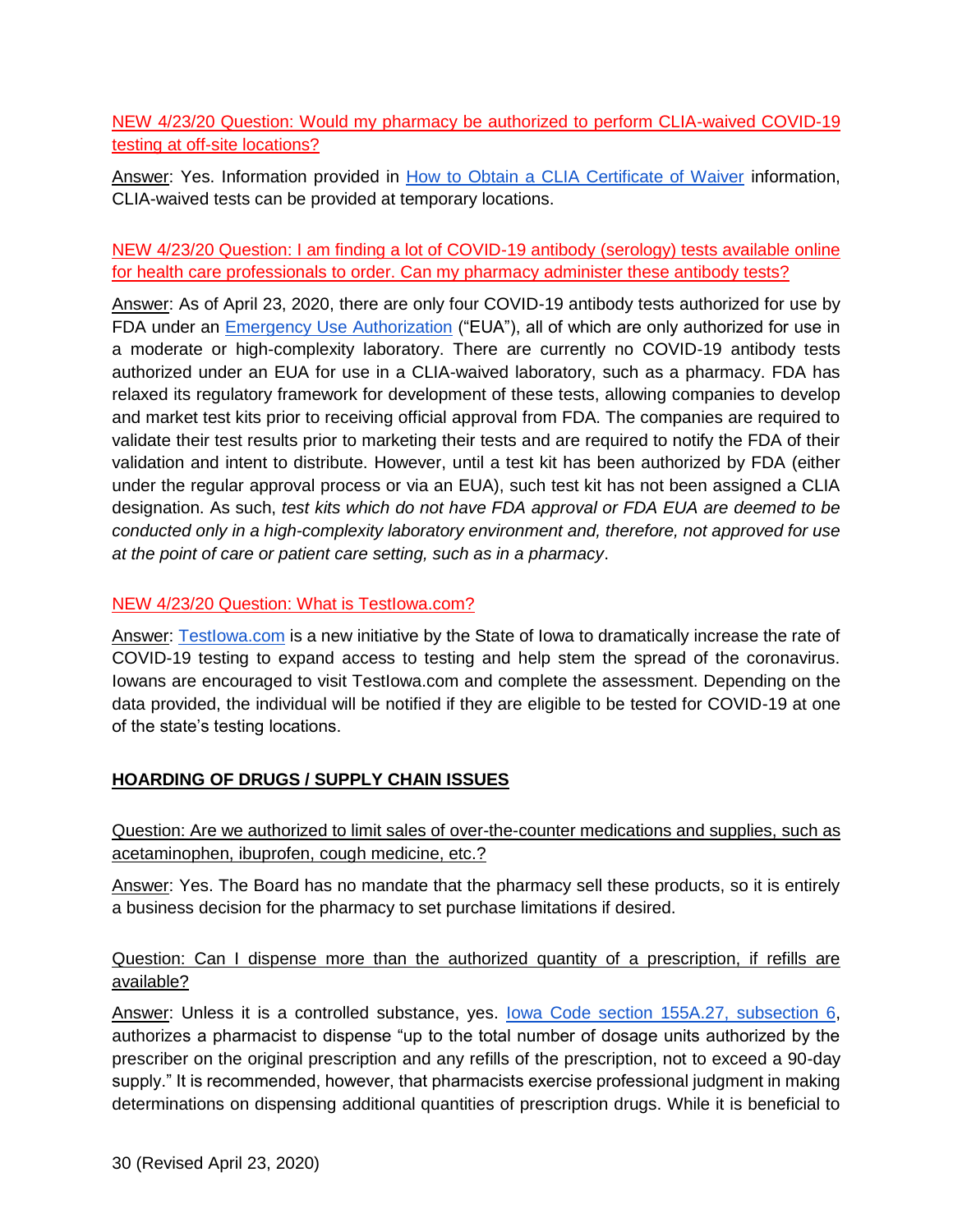NEW 4/23/20 Question: Would my pharmacy be authorized to perform CLIA-waived COVID-19 testing at off-site locations?

Answer: Yes. Information provided in [How to Obtain a CLIA Certificate of Waiver]() information, CLIA-waived tests can be provided at temporary locations.

NEW 4/23/20 Question: I am finding a lot of COVID-19 antibody (serology) tests available online for health care professionals to order. Can my pharmacy administer these antibody tests?

Answer: As of April 23, 2020, there are only four COVID-19 antibody tests authorized for use by FDA under an [Emergency Use Authorization]() ("EUA"), all of which are only authorized for use in a moderate or high-complexity laboratory. There are currently no COVID-19 antibody tests authorized under an EUA for use in a CLIA-waived laboratory, such as a pharmacy. FDA has relaxed its regulatory framework for development of these tests, allowing companies to develop and market test kits prior to receiving official approval from FDA. The companies are required to validate their test results prior to marketing their tests and are required to notify the FDA of their validation and intent to distribute. However, until a test kit has been authorized by FDA (either under the regular approval process or via an EUA), such test kit has not been assigned a CLIA designation. As such, *test kits which do not have FDA approval or FDA EUA are deemed to be conducted only in a high-complexity laboratory environment and, therefore, not approved for use at the point of care or patient care setting, such as in a pharmacy*.

NEW 4/23/20 Question: What is TestIowa.com?

Answer: [TestIowa.com]() is a new initiative by the State of Iowa to dramatically increase the rate of COVID-19 testing to expand access to testing and help stem the spread of the coronavirus. Iowans are encouraged to visit TestIowa.com and complete the assessment. Depending on the data provided, the individual will be notified if they are eligible to be tested for COVID-19 at one of the state's testing locations.

## HOARDING OF DRUGS / SUPPLY CHAIN ISSUES

Question: Are we authorized to limit sales of over-the-counter medications and supplies, such as acetaminophen, ibuprofen, cough medicine, etc.?

Answer: Yes. The Board has no mandate that the pharmacy sell these products, so it is entirely a business decision for the pharmacy to set purchase limitations if desired.

Question: Can I dispense more than the authorized quantity of a prescription, if refills are available?

Answer: Unless it is a controlled substance, yes. [Iowa Code section 155A.27, subsection 6](), authorizes a pharmacist to dispense "up to the total number of dosage units authorized by the prescriber on the original prescription and any refills of the prescription, not to exceed a 90-day supply." It is recommended, however, that pharmacists exercise professional judgment in making determinations on dispensing additional quantities of prescription drugs. While it is beneficial to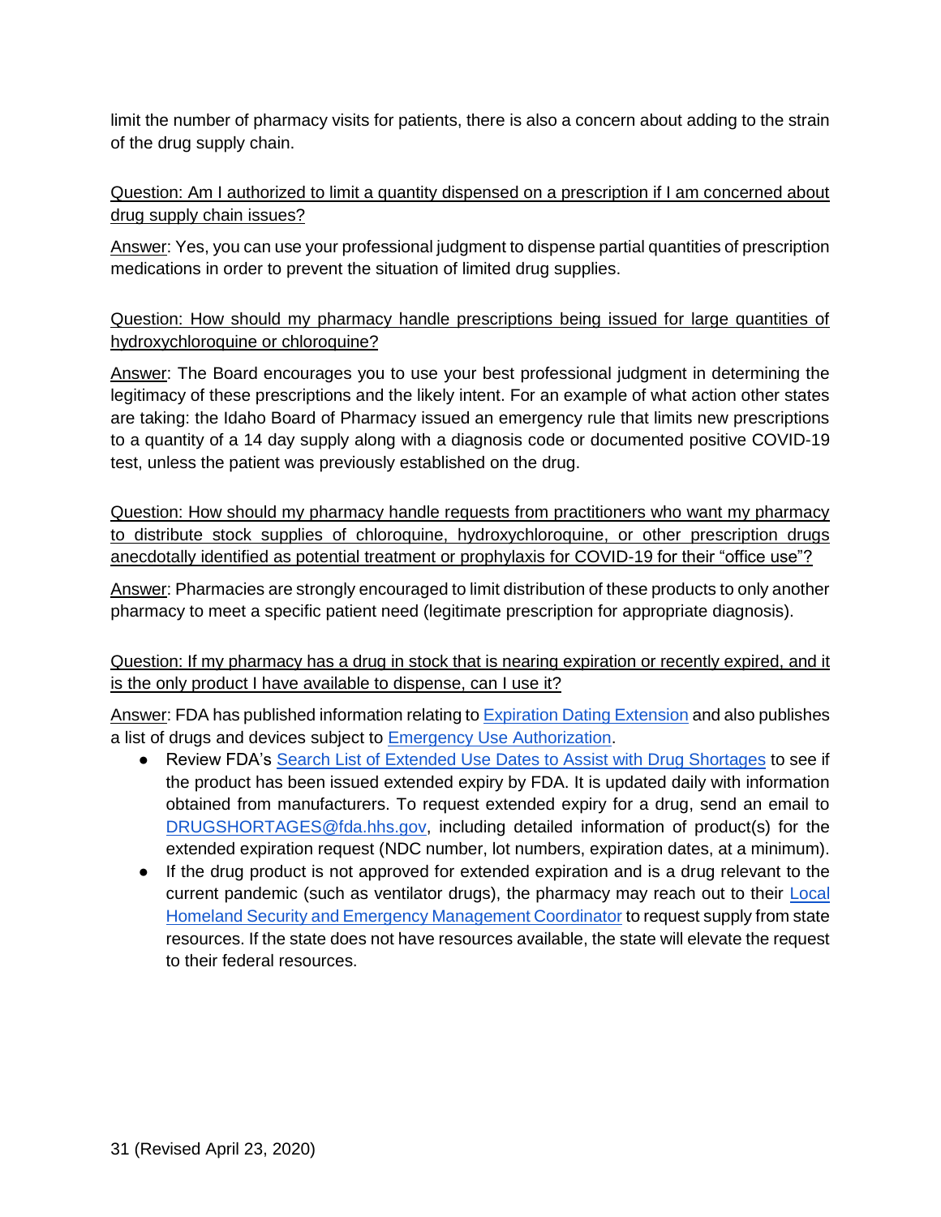limit the number of pharmacy visits for patients, there is also a concern about adding to the strain of the drug supply chain.

Question: Am I authorized to limit a quantity dispensed on a prescription if I am concerned about drug supply chain issues?

Answer: Yes, you can use your professional judgment to dispense partial quantities of prescription medications in order to prevent the situation of limited drug supplies.

Question: How should my pharmacy handle prescriptions being issued for large quantities of hydroxychloroquine or chloroquine?

Answer: The Board encourages you to use your best professional judgment in determining the legitimacy of these prescriptions and the likely intent. For an example of what action other states are taking: the Idaho Board of Pharmacy issued an emergency rule that limits new prescriptions to a quantity of a 14 day supply along with a diagnosis code or documented positive COVID-19 test, unless the patient was previously established on the drug.

Question: How should my pharmacy handle requests from practitioners who want my pharmacy to distribute stock supplies of chloroquine, hydroxychloroquine, or other prescription drugs anecdotally identified as potential treatment or prophylaxis for COVID-19 for their "office use"?

Answer: Pharmacies are strongly encouraged to limit distribution of these products to only another pharmacy to meet a specific patient need (legitimate prescription for appropriate diagnosis).

Question: If my pharmacy has a drug in stock that is nearing expiration or recently expired, and it is the only product I have available to dispense, can I use it?

Answer: FDA has published information relating to Expiration Dating Extension and also publishes a list of drugs and devices subject to Emergency Use Authorization.

- Review FDA's Search List of Extended Use Dates to Assist with Drug Shortages to see if the product has been issued extended expiry by FDA. It is updated daily with information obtained from manufacturers. To request extended expiry for a drug, send an email to DRUGSHORTAGES@fda.hhs.gov, including detailed information of product(s) for the extended expiration request (NDC number, lot numbers, expiration dates, at a minimum).
- If the drug product is not approved for extended expiration and is a drug relevant to the current pandemic (such as ventilator drugs), the pharmacy may reach out to their Local Homeland Security and Emergency Management Coordinator to request supply from state resources. If the state does not have resources available, the state will elevate the request to their federal resources.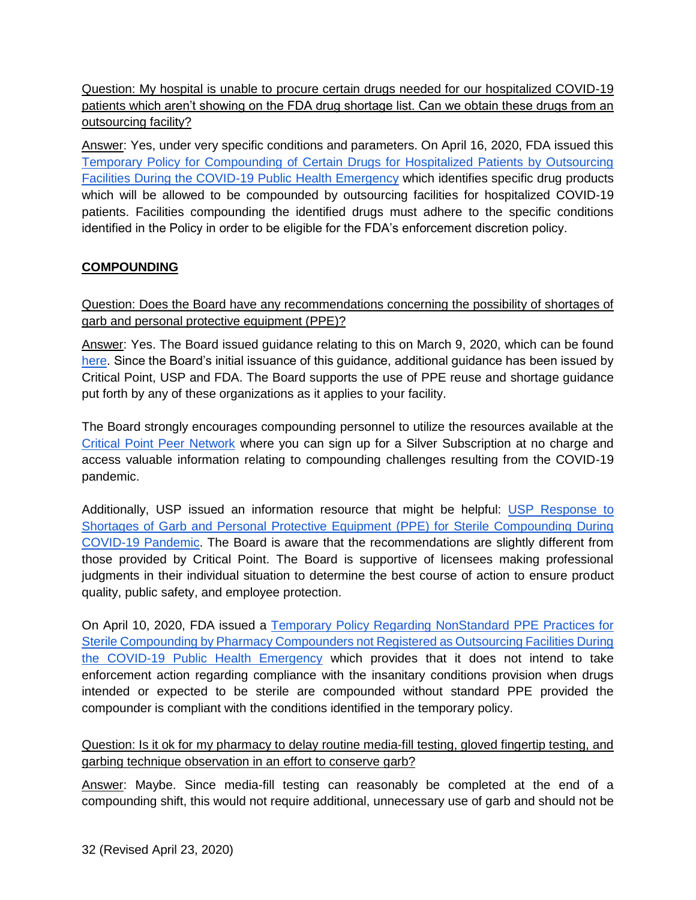Question: My hospital is unable to procure certain drugs needed for our hospitalized COVID-19 patients which aren't showing on the FDA drug shortage list. Can we obtain these drugs from an outsourcing facility?

Answer: Yes, under very specific conditions and parameters. On April 16, 2020, FDA issued this [Temporary Policy for Compounding of Certain Drugs for Hospitalized Patients by Outsourcing Facilities During the COVID-19 Public Health Emergency]() which identifies specific drug products which will be allowed to be compounded by outsourcing facilities for hospitalized COVID-19 patients. Facilities compounding the identified drugs must adhere to the specific conditions identified in the Policy in order to be eligible for the FDA's enforcement discretion policy.

## COMPOUNDING

Question: Does the Board have any recommendations concerning the possibility of shortages of garb and personal protective equipment (PPE)?

Answer: Yes. The Board issued guidance relating to this on March 9, 2020, which can be found [here](). Since the Board's initial issuance of this guidance, additional guidance has been issued by Critical Point, USP and FDA. The Board supports the use of PPE reuse and shortage guidance put forth by any of these organizations as it applies to your facility.

The Board strongly encourages compounding personnel to utilize the resources available at the [Critical Point Peer Network]() where you can sign up for a Silver Subscription at no charge and access valuable information relating to compounding challenges resulting from the COVID-19 pandemic.

Additionally, USP issued an information resource that might be helpful: [USP Response to Shortages of Garb and Personal Protective Equipment (PPE) for Sterile Compounding During COVID-19 Pandemic](). The Board is aware that the recommendations are slightly different from those provided by Critical Point. The Board is supportive of licensees making professional judgments in their individual situation to determine the best course of action to ensure product quality, public safety, and employee protection.

On April 10, 2020, FDA issued a [Temporary Policy Regarding NonStandard PPE Practices for Sterile Compounding by Pharmacy Compounders not Registered as Outsourcing Facilities During the COVID-19 Public Health Emergency]() which provides that it does not intend to take enforcement action regarding compliance with the insanitary conditions provision when drugs intended or expected to be sterile are compounded without standard PPE provided the compounder is compliant with the conditions identified in the temporary policy.

Question: Is it ok for my pharmacy to delay routine media-fill testing, gloved fingertip testing, and garbing technique observation in an effort to conserve garb?

Answer: Maybe. Since media-fill testing can reasonably be completed at the end of a compounding shift, this would not require additional, unnecessary use of garb and should not be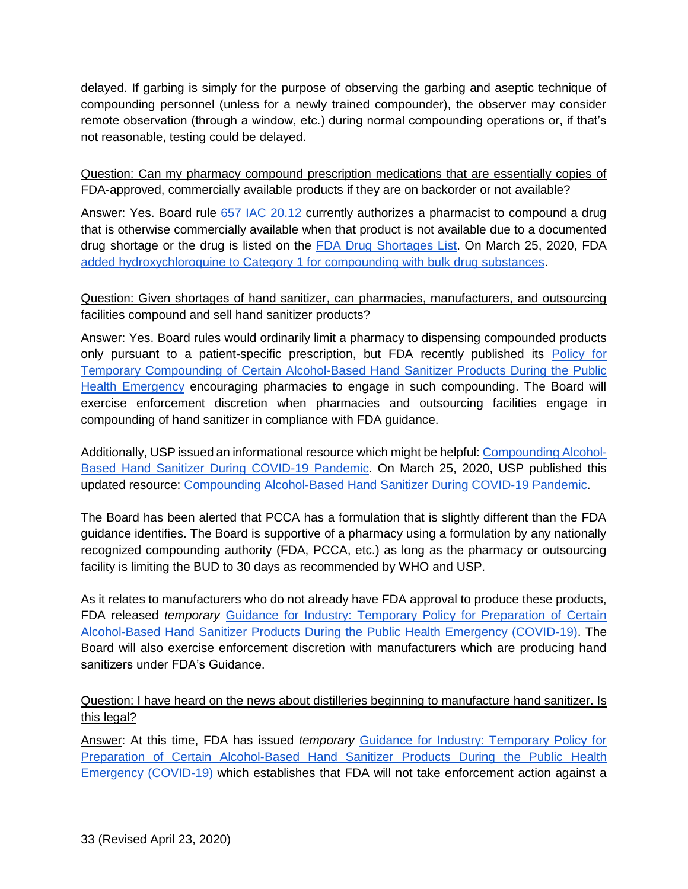delayed. If garbing is simply for the purpose of observing the garbing and aseptic technique of compounding personnel (unless for a newly trained compounder), the observer may consider remote observation (through a window, etc.) during normal compounding operations or, if that's not reasonable, testing could be delayed.

Question: Can my pharmacy compound prescription medications that are essentially copies of FDA-approved, commercially available products if they are on backorder or not available?

Answer: Yes. Board rule 657 IAC 20.12 currently authorizes a pharmacist to compound a drug that is otherwise commercially available when that product is not available due to a documented drug shortage or the drug is listed on the FDA Drug Shortages List. On March 25, 2020, FDA added hydroxychloroquine to Category 1 for compounding with bulk drug substances.

Question: Given shortages of hand sanitizer, can pharmacies, manufacturers, and outsourcing facilities compound and sell hand sanitizer products?

Answer: Yes. Board rules would ordinarily limit a pharmacy to dispensing compounded products only pursuant to a patient-specific prescription, but FDA recently published its Policy for Temporary Compounding of Certain Alcohol-Based Hand Sanitizer Products During the Public Health Emergency encouraging pharmacies to engage in such compounding. The Board will exercise enforcement discretion when pharmacies and outsourcing facilities engage in compounding of hand sanitizer in compliance with FDA guidance.

Additionally, USP issued an informational resource which might be helpful: Compounding Alcohol-Based Hand Sanitizer During COVID-19 Pandemic. On March 25, 2020, USP published this updated resource: Compounding Alcohol-Based Hand Sanitizer During COVID-19 Pandemic.

The Board has been alerted that PCCA has a formulation that is slightly different than the FDA guidance identifies. The Board is supportive of a pharmacy using a formulation by any nationally recognized compounding authority (FDA, PCCA, etc.) as long as the pharmacy or outsourcing facility is limiting the BUD to 30 days as recommended by WHO and USP.

As it relates to manufacturers who do not already have FDA approval to produce these products, FDA released *temporary* Guidance for Industry: Temporary Policy for Preparation of Certain Alcohol-Based Hand Sanitizer Products During the Public Health Emergency (COVID-19). The Board will also exercise enforcement discretion with manufacturers which are producing hand sanitizers under FDA's Guidance.

Question: I have heard on the news about distilleries beginning to manufacture hand sanitizer. Is this legal?

Answer: At this time, FDA has issued *temporary* Guidance for Industry: Temporary Policy for Preparation of Certain Alcohol-Based Hand Sanitizer Products During the Public Health Emergency (COVID-19) which establishes that FDA will not take enforcement action against a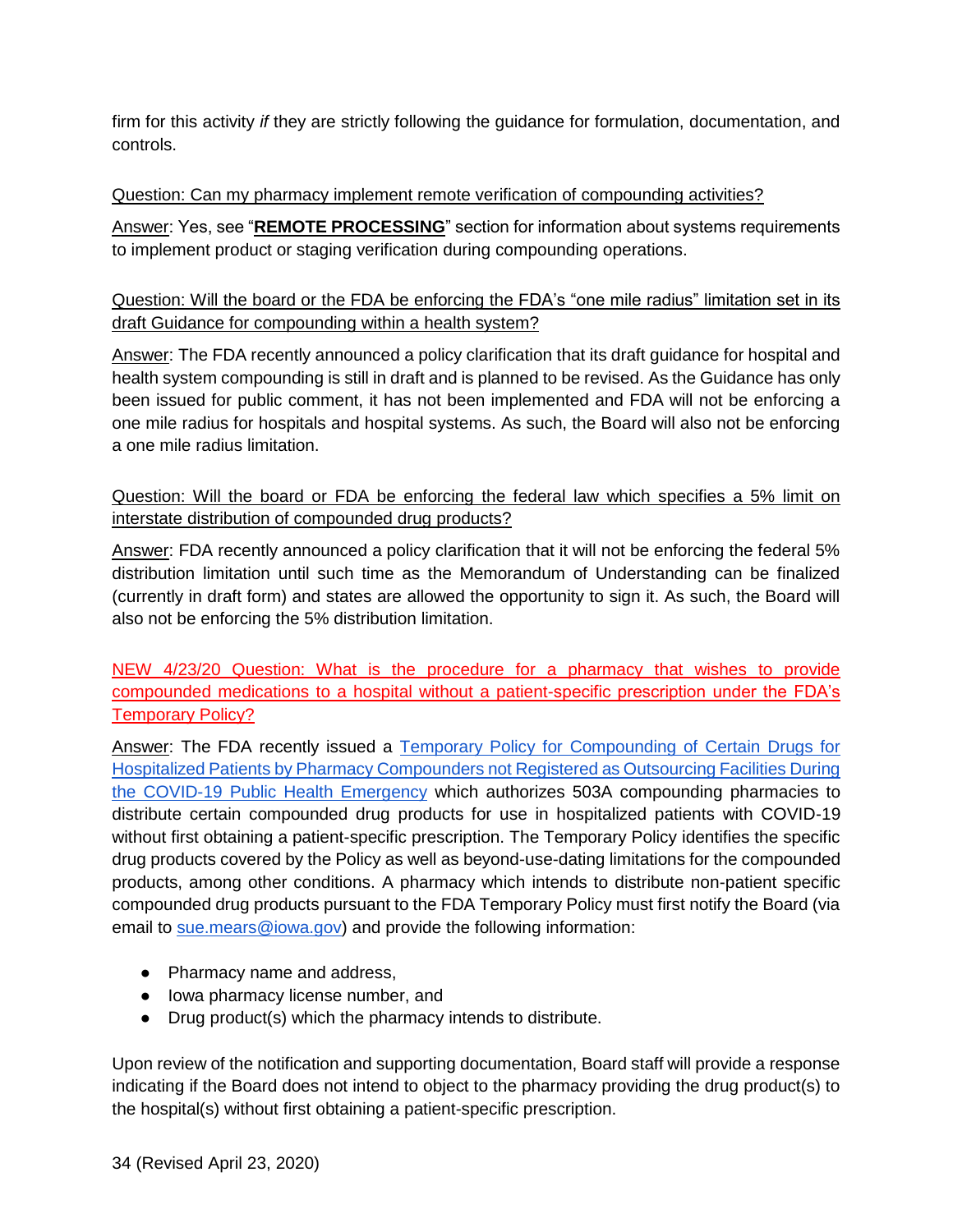firm for this activity *if* they are strictly following the guidance for formulation, documentation, and controls.

Question: Can my pharmacy implement remote verification of compounding activities?

Answer: Yes, see "**REMOTE PROCESSING**" section for information about systems requirements to implement product or staging verification during compounding operations.

Question: Will the board or the FDA be enforcing the FDA's "one mile radius" limitation set in its draft Guidance for compounding within a health system?

Answer: The FDA recently announced a policy clarification that its draft guidance for hospital and health system compounding is still in draft and is planned to be revised. As the Guidance has only been issued for public comment, it has not been implemented and FDA will not be enforcing a one mile radius for hospitals and hospital systems. As such, the Board will also not be enforcing a one mile radius limitation.

Question: Will the board or FDA be enforcing the federal law which specifies a 5% limit on interstate distribution of compounded drug products?

Answer: FDA recently announced a policy clarification that it will not be enforcing the federal 5% distribution limitation until such time as the Memorandum of Understanding can be finalized (currently in draft form) and states are allowed the opportunity to sign it. As such, the Board will also not be enforcing the 5% distribution limitation.

NEW 4/23/20 Question: What is the procedure for a pharmacy that wishes to provide compounded medications to a hospital without a patient-specific prescription under the FDA's Temporary Policy?

Answer: The FDA recently issued a Temporary Policy for Compounding of Certain Drugs for Hospitalized Patients by Pharmacy Compounders not Registered as Outsourcing Facilities During the COVID-19 Public Health Emergency which authorizes 503A compounding pharmacies to distribute certain compounded drug products for use in hospitalized patients with COVID-19 without first obtaining a patient-specific prescription. The Temporary Policy identifies the specific drug products covered by the Policy as well as beyond-use-dating limitations for the compounded products, among other conditions. A pharmacy which intends to distribute non-patient specific compounded drug products pursuant to the FDA Temporary Policy must first notify the Board (via email to sue.mears@iowa.gov) and provide the following information:

- Pharmacy name and address,
- Iowa pharmacy license number, and
- Drug product(s) which the pharmacy intends to distribute.

Upon review of the notification and supporting documentation, Board staff will provide a response indicating if the Board does not intend to object to the pharmacy providing the drug product(s) to the hospital(s) without first obtaining a patient-specific prescription.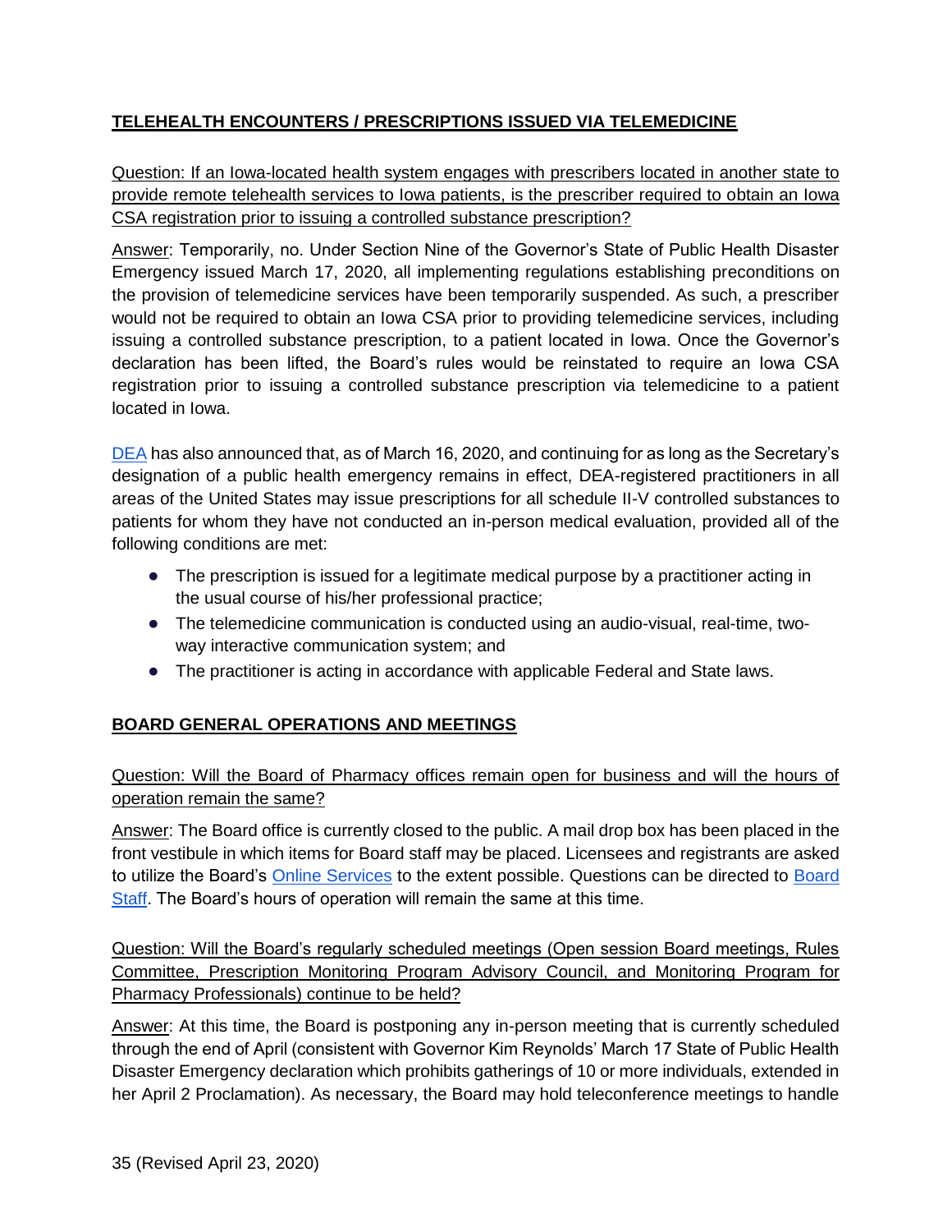## TELEHEALTH ENCOUNTERS / PRESCRIPTIONS ISSUED VIA TELEMEDICINE

Question: If an Iowa-located health system engages with prescribers located in another state to provide remote telehealth services to Iowa patients, is the prescriber required to obtain an Iowa CSA registration prior to issuing a controlled substance prescription?

Answer: Temporarily, no. Under Section Nine of the Governor's State of Public Health Disaster Emergency issued March 17, 2020, all implementing regulations establishing preconditions on the provision of telemedicine services have been temporarily suspended. As such, a prescriber would not be required to obtain an Iowa CSA prior to providing telemedicine services, including issuing a controlled substance prescription, to a patient located in Iowa. Once the Governor's declaration has been lifted, the Board's rules would be reinstated to require an Iowa CSA registration prior to issuing a controlled substance prescription via telemedicine to a patient located in Iowa.

DEA has also announced that, as of March 16, 2020, and continuing for as long as the Secretary's designation of a public health emergency remains in effect, DEA-registered practitioners in all areas of the United States may issue prescriptions for all schedule II-V controlled substances to patients for whom they have not conducted an in-person medical evaluation, provided all of the following conditions are met:

- The prescription is issued for a legitimate medical purpose by a practitioner acting in the usual course of his/her professional practice;
- The telemedicine communication is conducted using an audio-visual, real-time, two-way interactive communication system; and
- The practitioner is acting in accordance with applicable Federal and State laws.

## BOARD GENERAL OPERATIONS AND MEETINGS

Question: Will the Board of Pharmacy offices remain open for business and will the hours of operation remain the same?

Answer: The Board office is currently closed to the public. A mail drop box has been placed in the front vestibule in which items for Board staff may be placed. Licensees and registrants are asked to utilize the Board's Online Services to the extent possible. Questions can be directed to Board Staff. The Board's hours of operation will remain the same at this time.

Question: Will the Board's regularly scheduled meetings (Open session Board meetings, Rules Committee, Prescription Monitoring Program Advisory Council, and Monitoring Program for Pharmacy Professionals) continue to be held?

Answer: At this time, the Board is postponing any in-person meeting that is currently scheduled through the end of April (consistent with Governor Kim Reynolds' March 17 State of Public Health Disaster Emergency declaration which prohibits gatherings of 10 or more individuals, extended in her April 2 Proclamation). As necessary, the Board may hold teleconference meetings to handle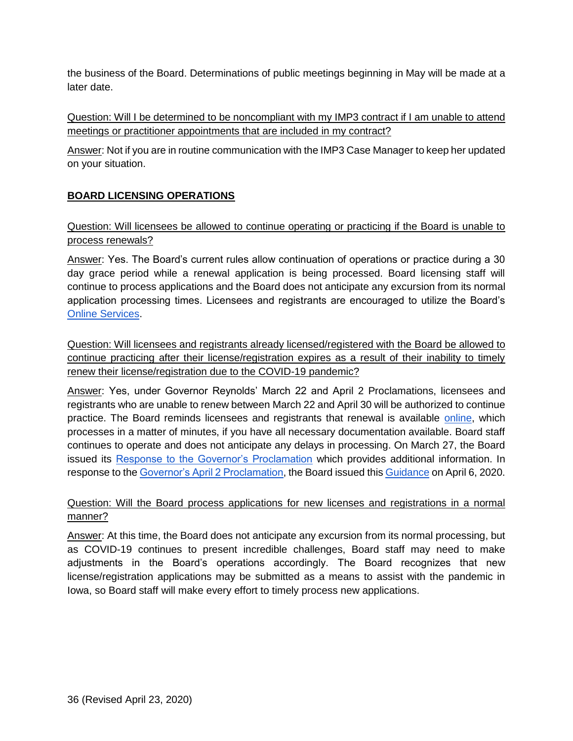the business of the Board. Determinations of public meetings beginning in May will be made at a later date.

Question: Will I be determined to be noncompliant with my IMP3 contract if I am unable to attend meetings or practitioner appointments that are included in my contract?

Answer: Not if you are in routine communication with the IMP3 Case Manager to keep her updated on your situation.

## BOARD LICENSING OPERATIONS

Question: Will licensees be allowed to continue operating or practicing if the Board is unable to process renewals?

Answer: Yes. The Board's current rules allow continuation of operations or practice during a 30 day grace period while a renewal application is being processed. Board licensing staff will continue to process applications and the Board does not anticipate any excursion from its normal application processing times. Licensees and registrants are encouraged to utilize the Board's Online Services.

Question: Will licensees and registrants already licensed/registered with the Board be allowed to continue practicing after their license/registration expires as a result of their inability to timely renew their license/registration due to the COVID-19 pandemic?

Answer: Yes, under Governor Reynolds' March 22 and April 2 Proclamations, licensees and registrants who are unable to renew between March 22 and April 30 will be authorized to continue practice. The Board reminds licensees and registrants that renewal is available online, which processes in a matter of minutes, if you have all necessary documentation available. Board staff continues to operate and does not anticipate any delays in processing. On March 27, the Board issued its Response to the Governor's Proclamation which provides additional information. In response to the Governor's April 2 Proclamation, the Board issued this Guidance on April 6, 2020.

Question: Will the Board process applications for new licenses and registrations in a normal manner?

Answer: At this time, the Board does not anticipate any excursion from its normal processing, but as COVID-19 continues to present incredible challenges, Board staff may need to make adjustments in the Board's operations accordingly. The Board recognizes that new license/registration applications may be submitted as a means to assist with the pandemic in Iowa, so Board staff will make every effort to timely process new applications.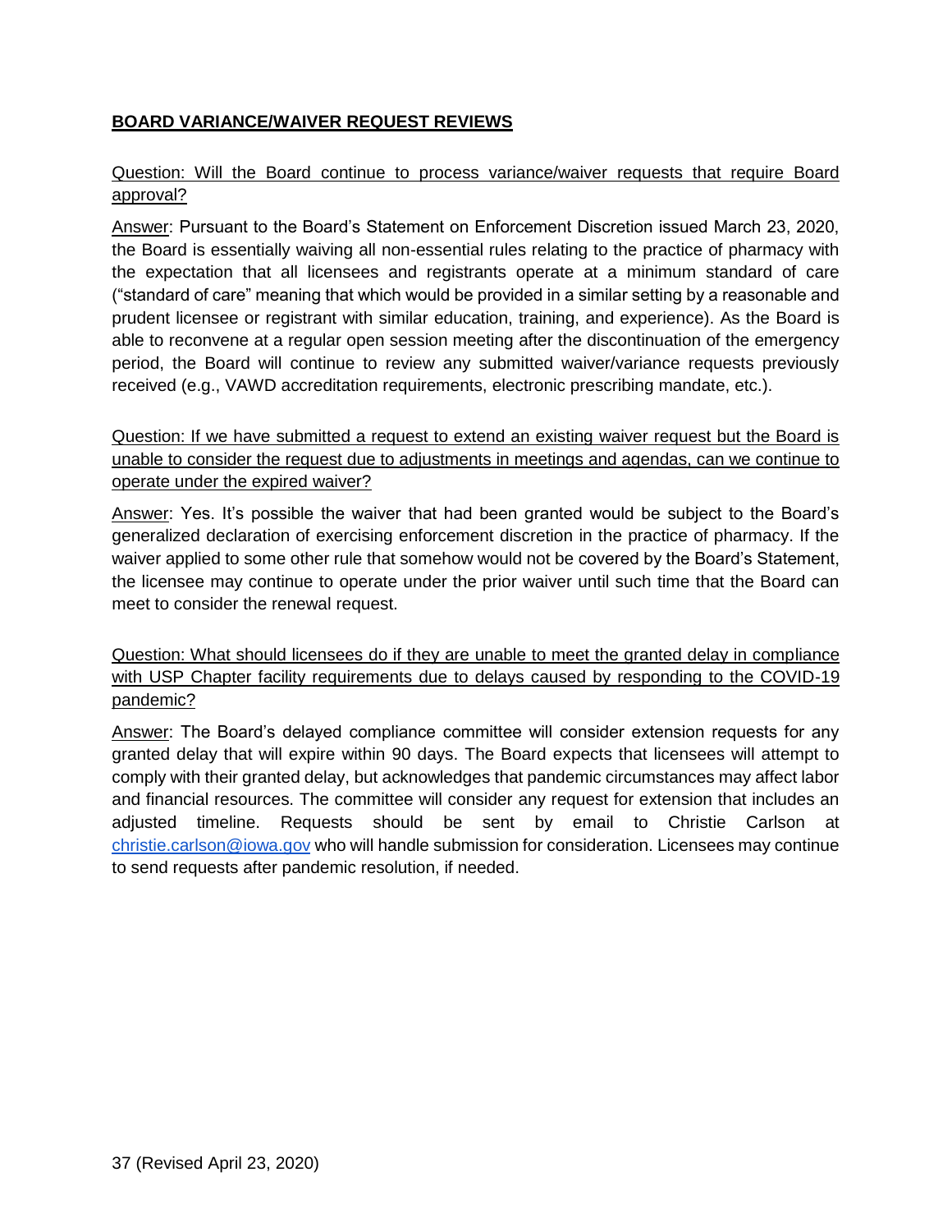## BOARD VARIANCE/WAIVER REQUEST REVIEWS

Question: Will the Board continue to process variance/waiver requests that require Board approval?

Answer: Pursuant to the Board's Statement on Enforcement Discretion issued March 23, 2020, the Board is essentially waiving all non-essential rules relating to the practice of pharmacy with the expectation that all licensees and registrants operate at a minimum standard of care ("standard of care" meaning that which would be provided in a similar setting by a reasonable and prudent licensee or registrant with similar education, training, and experience). As the Board is able to reconvene at a regular open session meeting after the discontinuation of the emergency period, the Board will continue to review any submitted waiver/variance requests previously received (e.g., VAWD accreditation requirements, electronic prescribing mandate, etc.).

Question: If we have submitted a request to extend an existing waiver request but the Board is unable to consider the request due to adjustments in meetings and agendas, can we continue to operate under the expired waiver?

Answer: Yes. It's possible the waiver that had been granted would be subject to the Board's generalized declaration of exercising enforcement discretion in the practice of pharmacy. If the waiver applied to some other rule that somehow would not be covered by the Board's Statement, the licensee may continue to operate under the prior waiver until such time that the Board can meet to consider the renewal request.

Question: What should licensees do if they are unable to meet the granted delay in compliance with USP Chapter facility requirements due to delays caused by responding to the COVID-19 pandemic?

Answer: The Board's delayed compliance committee will consider extension requests for any granted delay that will expire within 90 days. The Board expects that licensees will attempt to comply with their granted delay, but acknowledges that pandemic circumstances may affect labor and financial resources. The committee will consider any request for extension that includes an adjusted timeline. Requests should be sent by email to Christie Carlson at christie.carlson@iowa.gov who will handle submission for consideration. Licensees may continue to send requests after pandemic resolution, if needed.